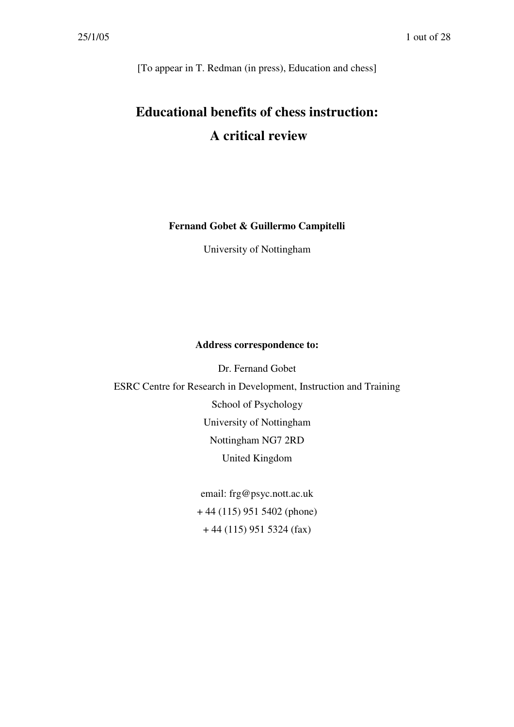[To appear in T. Redman (in press), Education and chess]

# Educational benefits of chess instruction: A critical review

**Fernand Gobet & Guillermo Campitelli**

University of Nottingham

**Address correspondence to:**

Dr. Fernand Gobet

ESRC Centre for Research in Development, Instruction and Training

School of Psychology

University of Nottingham

Nottingham NG7 2RD

United Kingdom

email: frg@psyc.nott.ac.uk

+ 44 (115) 951 5402 (phone)

+ 44 (115) 951 5324 (fax)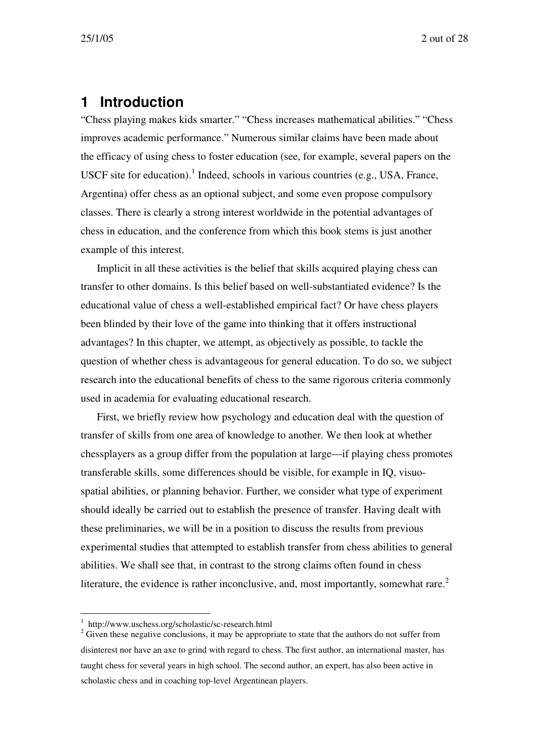# 1 Introduction

"Chess playing makes kids smarter." "Chess increases mathematical abilities." "Chess improves academic performance." Numerous similar claims have been made about the efficacy of using chess to foster education (see, for example, several papers on the USCF site for education).[1] Indeed, schools in various countries (e.g., USA, France, Argentina) offer chess as an optional subject, and some even propose compulsory classes. There is clearly a strong interest worldwide in the potential advantages of chess in education, and the conference from which this book stems is just another example of this interest.

Implicit in all these activities is the belief that skills acquired playing chess can transfer to other domains. Is this belief based on well-substantiated evidence? Is the educational value of chess a well-established empirical fact? Or have chess players been blinded by their love of the game into thinking that it offers instructional advantages? In this chapter, we attempt, as objectively as possible, to tackle the question of whether chess is advantageous for general education. To do so, we subject research into the educational benefits of chess to the same rigorous criteria commonly used in academia for evaluating educational research.

First, we briefly review how psychology and education deal with the question of transfer of skills from one area of knowledge to another. We then look at whether chessplayers as a group differ from the population at large—if playing chess promotes transferable skills, some differences should be visible, for example in IQ, visuo-spatial abilities, or planning behavior. Further, we consider what type of experiment should ideally be carried out to establish the presence of transfer. Having dealt with these preliminaries, we will be in a position to discuss the results from previous experimental studies that attempted to establish transfer from chess abilities to general abilities. We shall see that, in contrast to the strong claims often found in chess literature, the evidence is rather inconclusive, and, most importantly, somewhat rare.[2]

---

[1] http://www.uschess.org/scholastic/sc-research.html

[2] Given these negative conclusions, it may be appropriate to state that the authors do not suffer from disinterest nor have an axe to grind with regard to chess. The first author, an international master, has taught chess for several years in high school. The second author, an expert, has also been active in scholastic chess and in coaching top-level Argentinean players.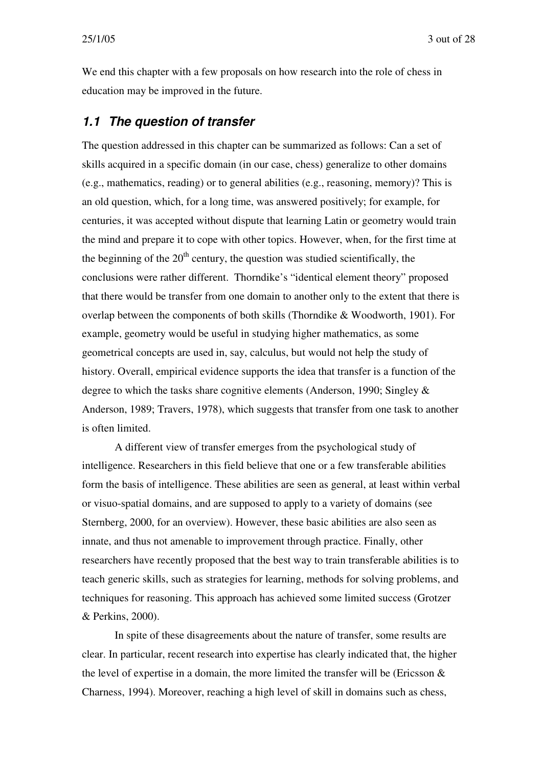We end this chapter with a few proposals on how research into the role of chess in education may be improved in the future.

## *1.1 The question of transfer*

The question addressed in this chapter can be summarized as follows: Can a set of skills acquired in a specific domain (in our case, chess) generalize to other domains (e.g., mathematics, reading) or to general abilities (e.g., reasoning, memory)? This is an old question, which, for a long time, was answered positively; for example, for centuries, it was accepted without dispute that learning Latin or geometry would train the mind and prepare it to cope with other topics. However, when, for the first time at the beginning of the 20th century, the question was studied scientifically, the conclusions were rather different. Thorndike's "identical element theory" proposed that there would be transfer from one domain to another only to the extent that there is overlap between the components of both skills (Thorndike & Woodworth, 1901). For example, geometry would be useful in studying higher mathematics, as some geometrical concepts are used in, say, calculus, but would not help the study of history. Overall, empirical evidence supports the idea that transfer is a function of the degree to which the tasks share cognitive elements (Anderson, 1990; Singley & Anderson, 1989; Travers, 1978), which suggests that transfer from one task to another is often limited.

A different view of transfer emerges from the psychological study of intelligence. Researchers in this field believe that one or a few transferable abilities form the basis of intelligence. These abilities are seen as general, at least within verbal or visuo-spatial domains, and are supposed to apply to a variety of domains (see Sternberg, 2000, for an overview). However, these basic abilities are also seen as innate, and thus not amenable to improvement through practice. Finally, other researchers have recently proposed that the best way to train transferable abilities is to teach generic skills, such as strategies for learning, methods for solving problems, and techniques for reasoning. This approach has achieved some limited success (Grotzer & Perkins, 2000).

In spite of these disagreements about the nature of transfer, some results are clear. In particular, recent research into expertise has clearly indicated that, the higher the level of expertise in a domain, the more limited the transfer will be (Ericsson & Charness, 1994). Moreover, reaching a high level of skill in domains such as chess,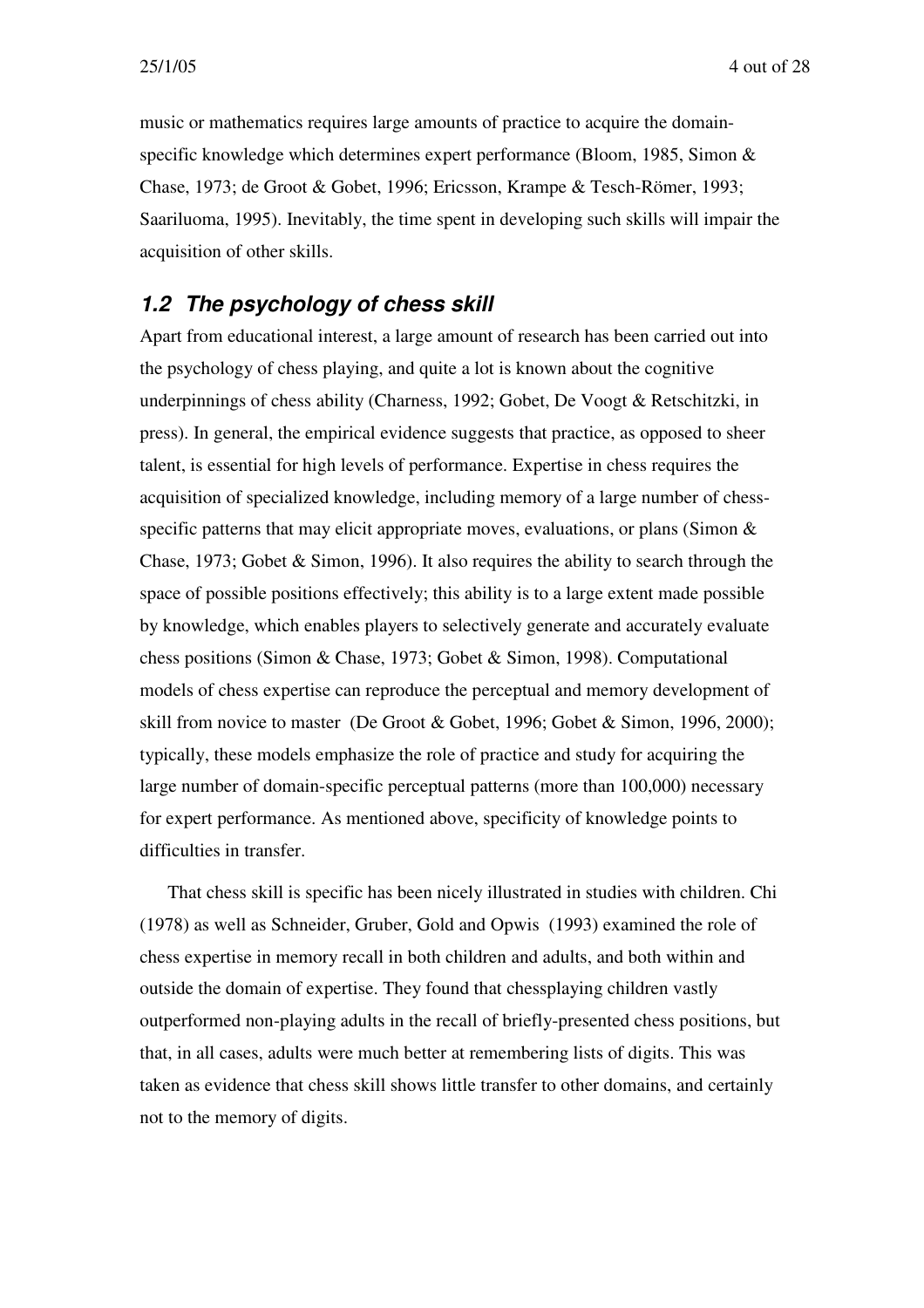music or mathematics requires large amounts of practice to acquire the domain-specific knowledge which determines expert performance (Bloom, 1985, Simon & Chase, 1973; de Groot & Gobet, 1996; Ericsson, Krampe & Tesch-Römer, 1993; Saariluoma, 1995). Inevitably, the time spent in developing such skills will impair the acquisition of other skills.

## *1.2 The psychology of chess skill*

Apart from educational interest, a large amount of research has been carried out into the psychology of chess playing, and quite a lot is known about the cognitive underpinnings of chess ability (Charness, 1992; Gobet, De Voogt & Retschitzki, in press). In general, the empirical evidence suggests that practice, as opposed to sheer talent, is essential for high levels of performance. Expertise in chess requires the acquisition of specialized knowledge, including memory of a large number of chess-specific patterns that may elicit appropriate moves, evaluations, or plans (Simon & Chase, 1973; Gobet & Simon, 1996). It also requires the ability to search through the space of possible positions effectively; this ability is to a large extent made possible by knowledge, which enables players to selectively generate and accurately evaluate chess positions (Simon & Chase, 1973; Gobet & Simon, 1998). Computational models of chess expertise can reproduce the perceptual and memory development of skill from novice to master (De Groot & Gobet, 1996; Gobet & Simon, 1996, 2000); typically, these models emphasize the role of practice and study for acquiring the large number of domain-specific perceptual patterns (more than 100,000) necessary for expert performance. As mentioned above, specificity of knowledge points to difficulties in transfer.

That chess skill is specific has been nicely illustrated in studies with children. Chi (1978) as well as Schneider, Gruber, Gold and Opwis (1993) examined the role of chess expertise in memory recall in both children and adults, and both within and outside the domain of expertise. They found that chessplaying children vastly outperformed non-playing adults in the recall of briefly-presented chess positions, but that, in all cases, adults were much better at remembering lists of digits. This was taken as evidence that chess skill shows little transfer to other domains, and certainly not to the memory of digits.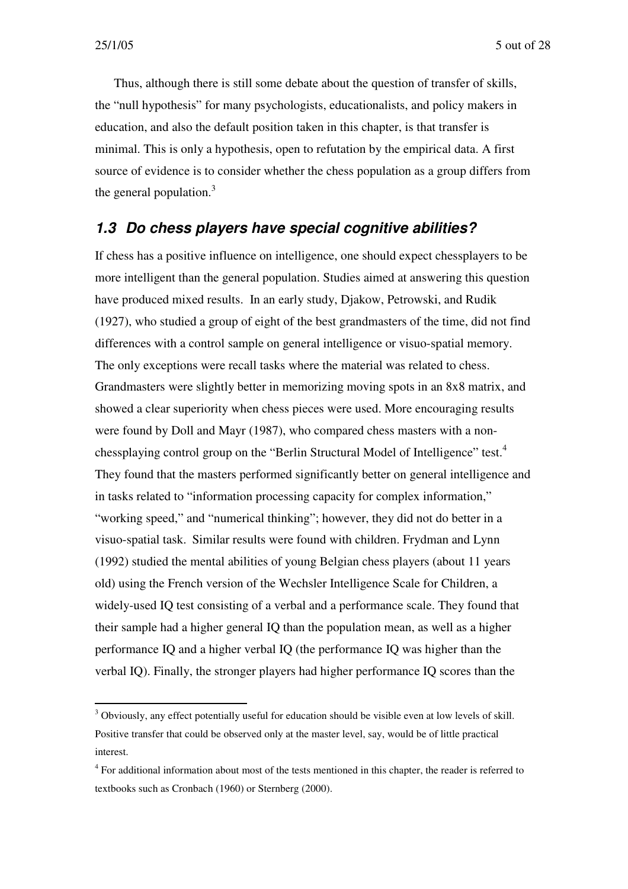Thus, although there is still some debate about the question of transfer of skills, the "null hypothesis" for many psychologists, educationalists, and policy makers in education, and also the default position taken in this chapter, is that transfer is minimal. This is only a hypothesis, open to refutation by the empirical data. A first source of evidence is to consider whether the chess population as a group differs from the general population.[3]

## 1.3 Do chess players have special cognitive abilities?

If chess has a positive influence on intelligence, one should expect chessplayers to be more intelligent than the general population. Studies aimed at answering this question have produced mixed results. In an early study, Djakow, Petrowski, and Rudik (1927), who studied a group of eight of the best grandmasters of the time, did not find differences with a control sample on general intelligence or visuo-spatial memory. The only exceptions were recall tasks where the material was related to chess. Grandmasters were slightly better in memorizing moving spots in an 8x8 matrix, and showed a clear superiority when chess pieces were used. More encouraging results were found by Doll and Mayr (1987), who compared chess masters with a non-chessplaying control group on the "Berlin Structural Model of Intelligence" test.[4] They found that the masters performed significantly better on general intelligence and in tasks related to "information processing capacity for complex information," "working speed," and "numerical thinking"; however, they did not do better in a visuo-spatial task. Similar results were found with children. Frydman and Lynn (1992) studied the mental abilities of young Belgian chess players (about 11 years old) using the French version of the Wechsler Intelligence Scale for Children, a widely-used IQ test consisting of a verbal and a performance scale. They found that their sample had a higher general IQ than the population mean, as well as a higher performance IQ and a higher verbal IQ (the performance IQ was higher than the verbal IQ). Finally, the stronger players had higher performance IQ scores than the

---

[3] Obviously, any effect potentially useful for education should be visible even at low levels of skill. Positive transfer that could be observed only at the master level, say, would be of little practical interest.

[4] For additional information about most of the tests mentioned in this chapter, the reader is referred to textbooks such as Cronbach (1960) or Sternberg (2000).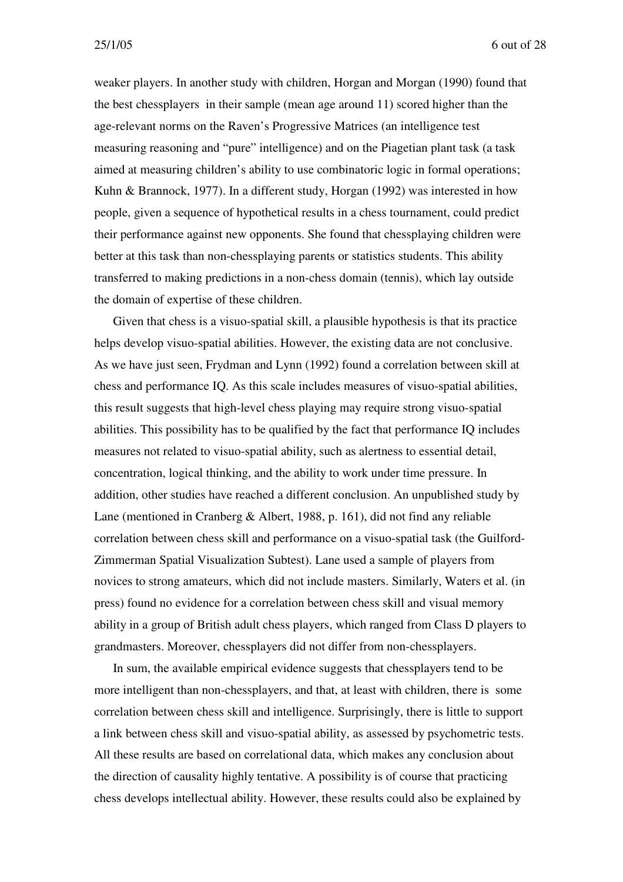weaker players. In another study with children, Horgan and Morgan (1990) found that the best chessplayers in their sample (mean age around 11) scored higher than the age-relevant norms on the Raven's Progressive Matrices (an intelligence test measuring reasoning and "pure" intelligence) and on the Piagetian plant task (a task aimed at measuring children's ability to use combinatoric logic in formal operations; Kuhn & Brannock, 1977). In a different study, Horgan (1992) was interested in how people, given a sequence of hypothetical results in a chess tournament, could predict their performance against new opponents. She found that chessplaying children were better at this task than non-chessplaying parents or statistics students. This ability transferred to making predictions in a non-chess domain (tennis), which lay outside the domain of expertise of these children.

Given that chess is a visuo-spatial skill, a plausible hypothesis is that its practice helps develop visuo-spatial abilities. However, the existing data are not conclusive. As we have just seen, Frydman and Lynn (1992) found a correlation between skill at chess and performance IQ. As this scale includes measures of visuo-spatial abilities, this result suggests that high-level chess playing may require strong visuo-spatial abilities. This possibility has to be qualified by the fact that performance IQ includes measures not related to visuo-spatial ability, such as alertness to essential detail, concentration, logical thinking, and the ability to work under time pressure. In addition, other studies have reached a different conclusion. An unpublished study by Lane (mentioned in Cranberg & Albert, 1988, p. 161), did not find any reliable correlation between chess skill and performance on a visuo-spatial task (the Guilford-Zimmerman Spatial Visualization Subtest). Lane used a sample of players from novices to strong amateurs, which did not include masters. Similarly, Waters et al. (in press) found no evidence for a correlation between chess skill and visual memory ability in a group of British adult chess players, which ranged from Class D players to grandmasters. Moreover, chessplayers did not differ from non-chessplayers.

In sum, the available empirical evidence suggests that chessplayers tend to be more intelligent than non-chessplayers, and that, at least with children, there is some correlation between chess skill and intelligence. Surprisingly, there is little to support a link between chess skill and visuo-spatial ability, as assessed by psychometric tests. All these results are based on correlational data, which makes any conclusion about the direction of causality highly tentative. A possibility is of course that practicing chess develops intellectual ability. However, these results could also be explained by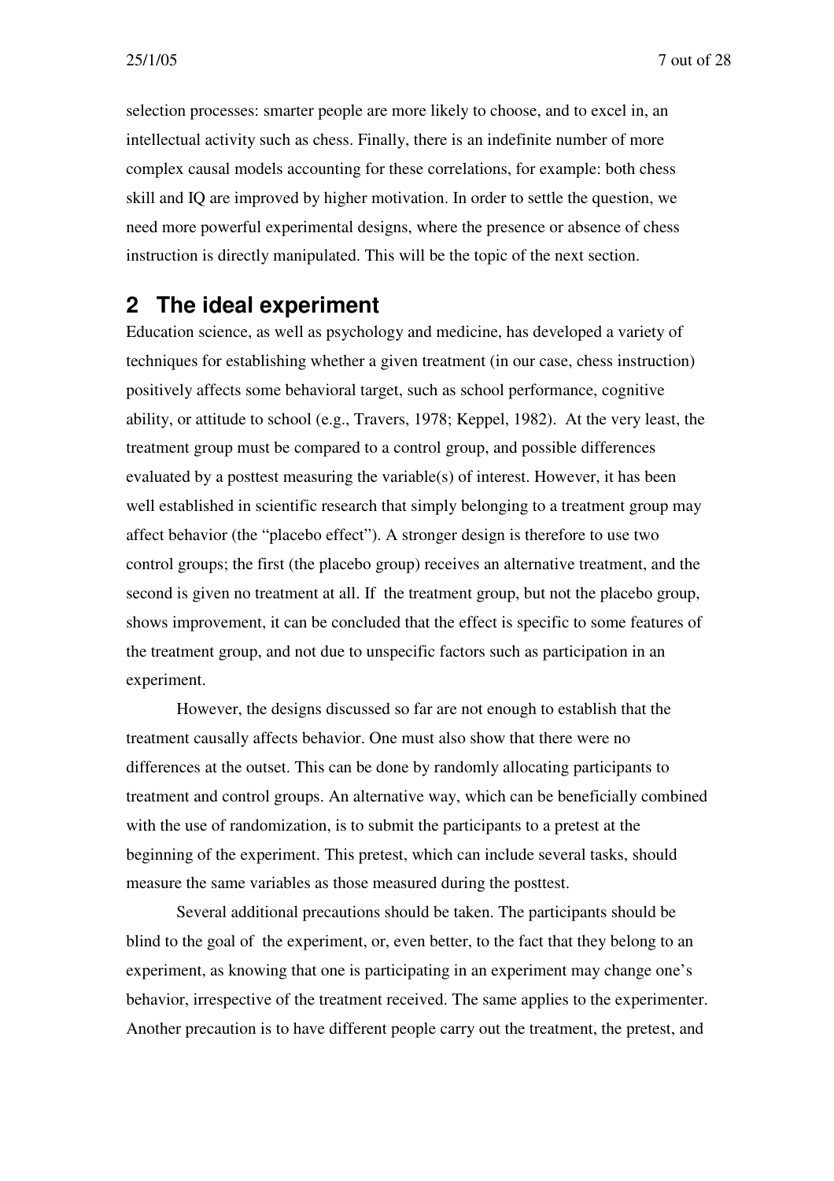selection processes: smarter people are more likely to choose, and to excel in, an intellectual activity such as chess. Finally, there is an indefinite number of more complex causal models accounting for these correlations, for example: both chess skill and IQ are improved by higher motivation. In order to settle the question, we need more powerful experimental designs, where the presence or absence of chess instruction is directly manipulated. This will be the topic of the next section.

## 2 The ideal experiment

Education science, as well as psychology and medicine, has developed a variety of techniques for establishing whether a given treatment (in our case, chess instruction) positively affects some behavioral target, such as school performance, cognitive ability, or attitude to school (e.g., Travers, 1978; Keppel, 1982). At the very least, the treatment group must be compared to a control group, and possible differences evaluated by a posttest measuring the variable(s) of interest. However, it has been well established in scientific research that simply belonging to a treatment group may affect behavior (the "placebo effect"). A stronger design is therefore to use two control groups; the first (the placebo group) receives an alternative treatment, and the second is given no treatment at all. If the treatment group, but not the placebo group, shows improvement, it can be concluded that the effect is specific to some features of the treatment group, and not due to unspecific factors such as participation in an experiment.

However, the designs discussed so far are not enough to establish that the treatment causally affects behavior. One must also show that there were no differences at the outset. This can be done by randomly allocating participants to treatment and control groups. An alternative way, which can be beneficially combined with the use of randomization, is to submit the participants to a pretest at the beginning of the experiment. This pretest, which can include several tasks, should measure the same variables as those measured during the posttest.

Several additional precautions should be taken. The participants should be blind to the goal of the experiment, or, even better, to the fact that they belong to an experiment, as knowing that one is participating in an experiment may change one's behavior, irrespective of the treatment received. The same applies to the experimenter. Another precaution is to have different people carry out the treatment, the pretest, and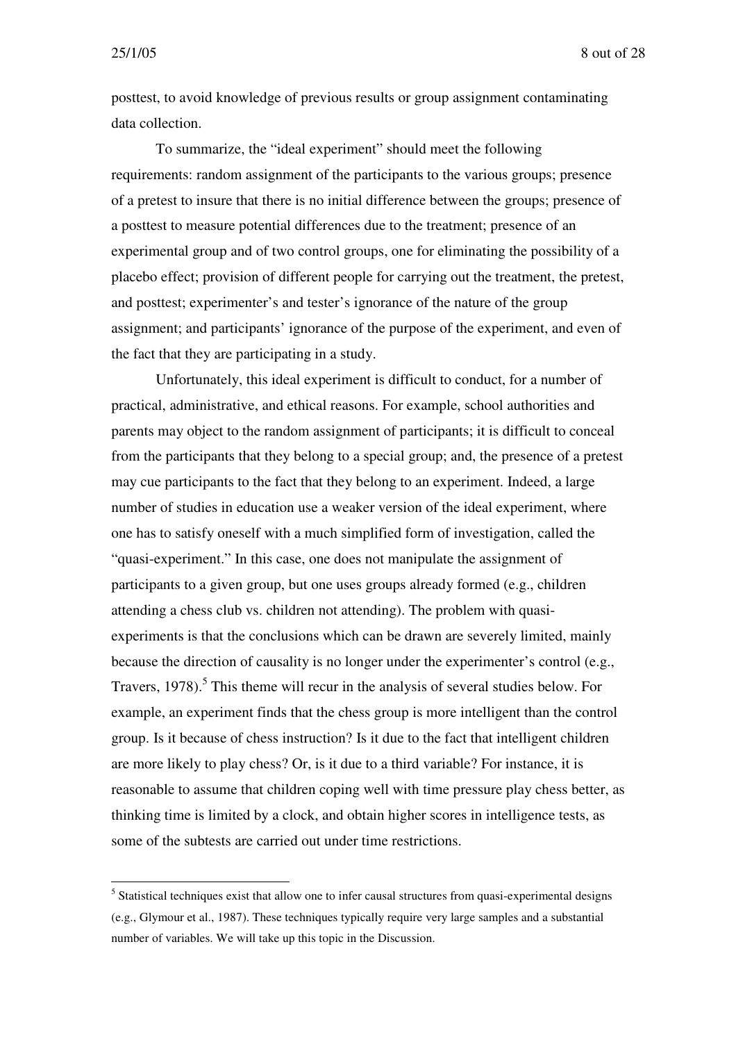posttest, to avoid knowledge of previous results or group assignment contaminating data collection.

To summarize, the "ideal experiment" should meet the following requirements: random assignment of the participants to the various groups; presence of a pretest to insure that there is no initial difference between the groups; presence of a posttest to measure potential differences due to the treatment; presence of an experimental group and of two control groups, one for eliminating the possibility of a placebo effect; provision of different people for carrying out the treatment, the pretest, and posttest; experimenter's and tester's ignorance of the nature of the group assignment; and participants' ignorance of the purpose of the experiment, and even of the fact that they are participating in a study.

Unfortunately, this ideal experiment is difficult to conduct, for a number of practical, administrative, and ethical reasons. For example, school authorities and parents may object to the random assignment of participants; it is difficult to conceal from the participants that they belong to a special group; and, the presence of a pretest may cue participants to the fact that they belong to an experiment. Indeed, a large number of studies in education use a weaker version of the ideal experiment, where one has to satisfy oneself with a much simplified form of investigation, called the "quasi-experiment." In this case, one does not manipulate the assignment of participants to a given group, but one uses groups already formed (e.g., children attending a chess club vs. children not attending). The problem with quasi-experiments is that the conclusions which can be drawn are severely limited, mainly because the direction of causality is no longer under the experimenter's control (e.g., Travers, 1978).[5] This theme will recur in the analysis of several studies below. For example, an experiment finds that the chess group is more intelligent than the control group. Is it because of chess instruction? Is it due to the fact that intelligent children are more likely to play chess? Or, is it due to a third variable? For instance, it is reasonable to assume that children coping well with time pressure play chess better, as thinking time is limited by a clock, and obtain higher scores in intelligence tests, as some of the subtests are carried out under time restrictions.

---

[5] Statistical techniques exist that allow one to infer causal structures from quasi-experimental designs (e.g., Glymour et al., 1987). These techniques typically require very large samples and a substantial number of variables. We will take up this topic in the Discussion.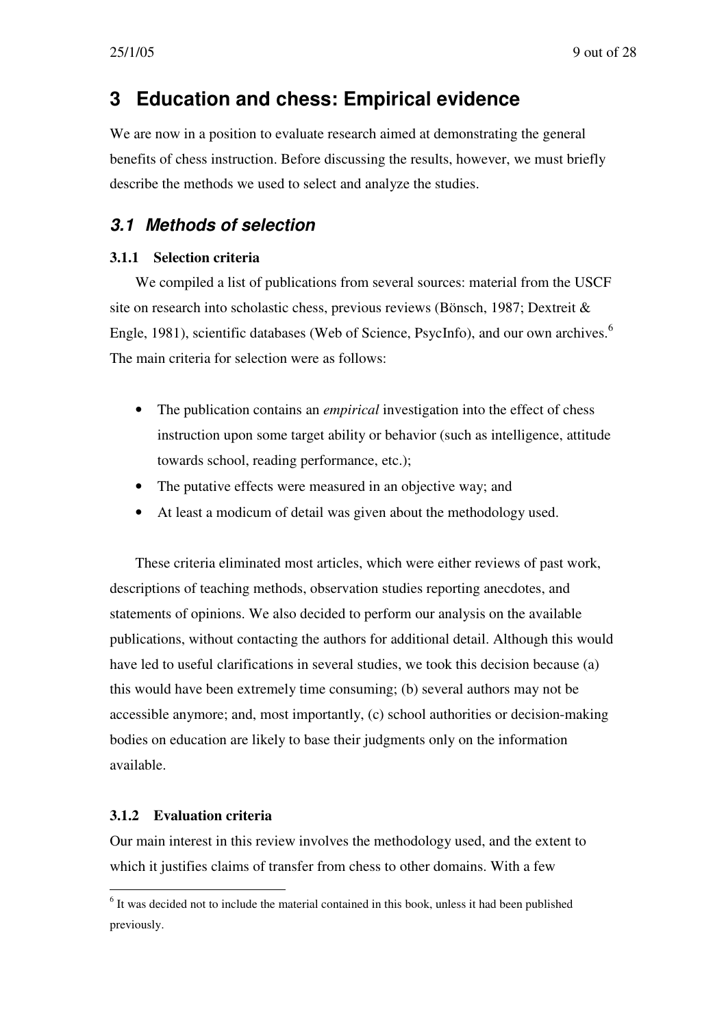# 3 Education and chess: Empirical evidence

We are now in a position to evaluate research aimed at demonstrating the general benefits of chess instruction. Before discussing the results, however, we must briefly describe the methods we used to select and analyze the studies.

## *3.1 Methods of selection*

### 3.1.1 Selection criteria

We compiled a list of publications from several sources: material from the USCF site on research into scholastic chess, previous reviews (Bönsch, 1987; Dextreit & Engle, 1981), scientific databases (Web of Science, PsycInfo), and our own archives.[6] The main criteria for selection were as follows:

- The publication contains an *empirical* investigation into the effect of chess instruction upon some target ability or behavior (such as intelligence, attitude towards school, reading performance, etc.);
- The putative effects were measured in an objective way; and
- At least a modicum of detail was given about the methodology used.

These criteria eliminated most articles, which were either reviews of past work, descriptions of teaching methods, observation studies reporting anecdotes, and statements of opinions. We also decided to perform our analysis on the available publications, without contacting the authors for additional detail. Although this would have led to useful clarifications in several studies, we took this decision because (a) this would have been extremely time consuming; (b) several authors may not be accessible anymore; and, most importantly, (c) school authorities or decision-making bodies on education are likely to base their judgments only on the information available.

### 3.1.2 Evaluation criteria

Our main interest in this review involves the methodology used, and the extent to which it justifies claims of transfer from chess to other domains. With a few

[6] It was decided not to include the material contained in this book, unless it had been published previously.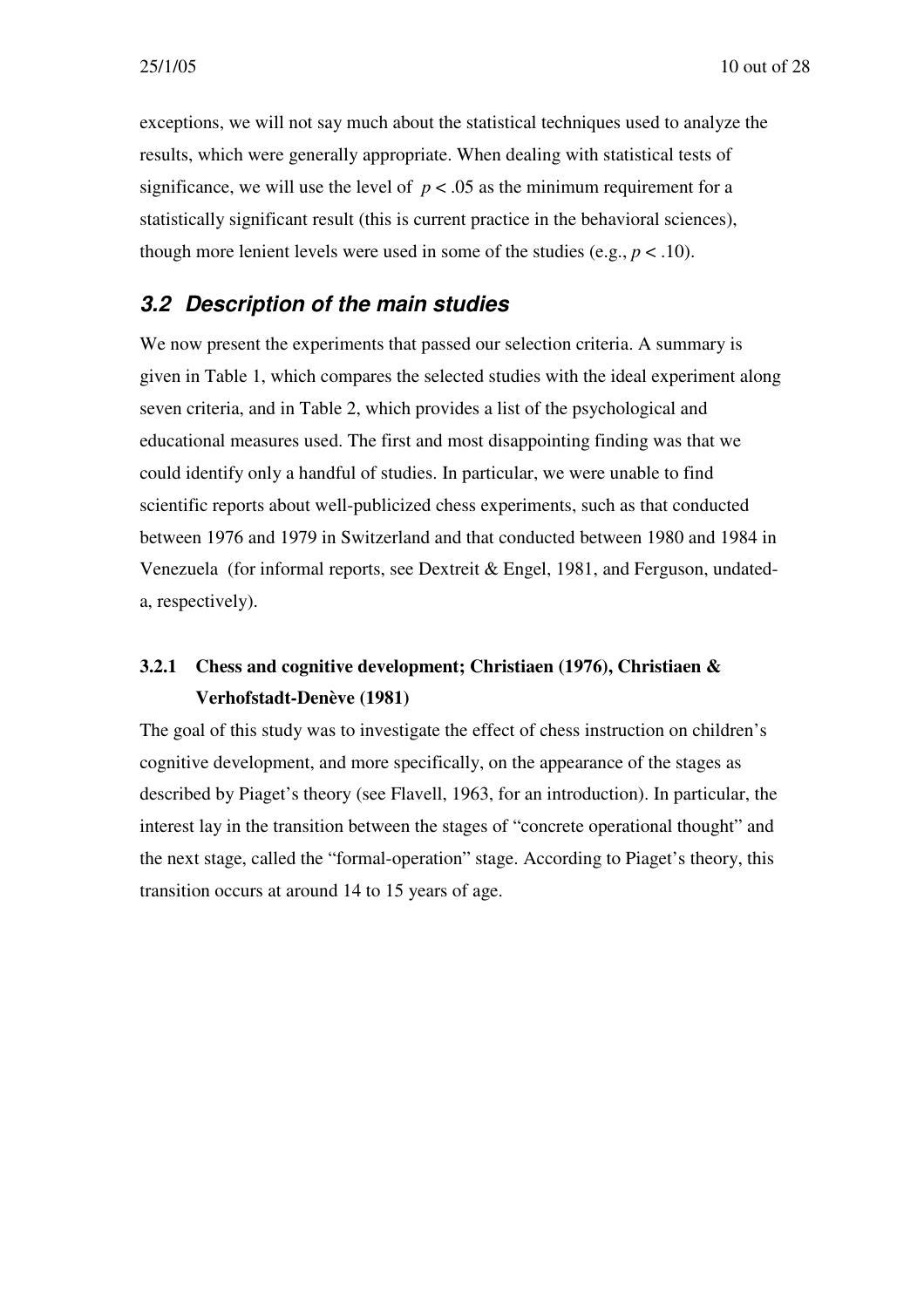exceptions, we will not say much about the statistical techniques used to analyze the results, which were generally appropriate. When dealing with statistical tests of significance, we will use the level of $p < .05$ as the minimum requirement for a statistically significant result (this is current practice in the behavioral sciences), though more lenient levels were used in some of the studies (e.g., $p < .10$).

## *3.2 Description of the main studies*

We now present the experiments that passed our selection criteria. A summary is given in Table 1, which compares the selected studies with the ideal experiment along seven criteria, and in Table 2, which provides a list of the psychological and educational measures used. The first and most disappointing finding was that we could identify only a handful of studies. In particular, we were unable to find scientific reports about well-publicized chess experiments, such as that conducted between 1976 and 1979 in Switzerland and that conducted between 1980 and 1984 in Venezuela (for informal reports, see Dextreit & Engel, 1981, and Ferguson, undated-a, respectively).

### 3.2.1 Chess and cognitive development; Christiaen (1976), Christiaen & Verhofstadt-Denève (1981)

The goal of this study was to investigate the effect of chess instruction on children's cognitive development, and more specifically, on the appearance of the stages as described by Piaget's theory (see Flavell, 1963, for an introduction). In particular, the interest lay in the transition between the stages of "concrete operational thought" and the next stage, called the "formal-operation" stage. According to Piaget's theory, this transition occurs at around 14 to 15 years of age.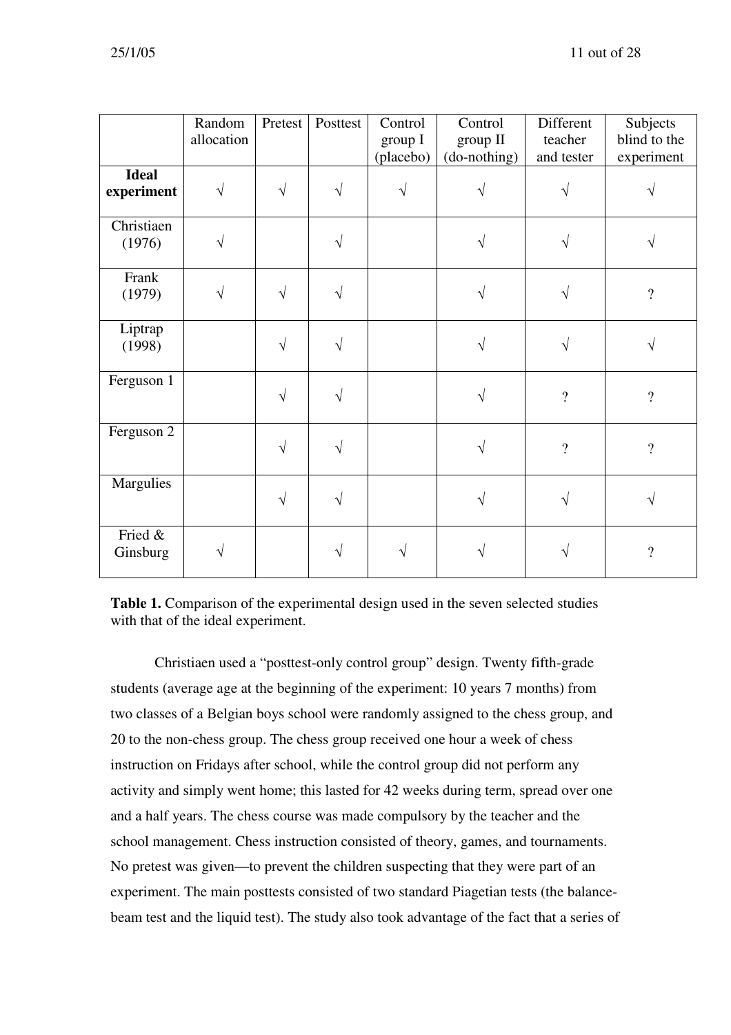| | Random allocation | Pretest | Posttest | Control group I (placebo) | Control group II (do-nothing) | Different teacher and tester | Subjects blind to the experiment |
|---|---|---|---|---|---|---|---|
| **Ideal experiment** | √ | √ | √ | √ | √ | √ | √ |
| Christiaen (1976) | √ | | √ | | √ | √ | √ |
| Frank (1979) | √ | √ | √ | | √ | √ | ? |
| Liptrap (1998) | | √ | √ | | √ | √ | √ |
| Ferguson 1 | | √ | √ | | √ | ? | ? |
| Ferguson 2 | | √ | √ | | √ | ? | ? |
| Margulies | | √ | √ | | √ | √ | √ |
| Fried & Ginsburg | √ | | √ | √ | √ | √ | ? |

**Table 1.** Comparison of the experimental design used in the seven selected studies with that of the ideal experiment.

Christiaen used a "posttest-only control group" design. Twenty fifth-grade students (average age at the beginning of the experiment: 10 years 7 months) from two classes of a Belgian boys school were randomly assigned to the chess group, and 20 to the non-chess group. The chess group received one hour a week of chess instruction on Fridays after school, while the control group did not perform any activity and simply went home; this lasted for 42 weeks during term, spread over one and a half years. The chess course was made compulsory by the teacher and the school management. Chess instruction consisted of theory, games, and tournaments. No pretest was given—to prevent the children suspecting that they were part of an experiment. The main posttests consisted of two standard Piagetian tests (the balance-beam test and the liquid test). The study also took advantage of the fact that a series of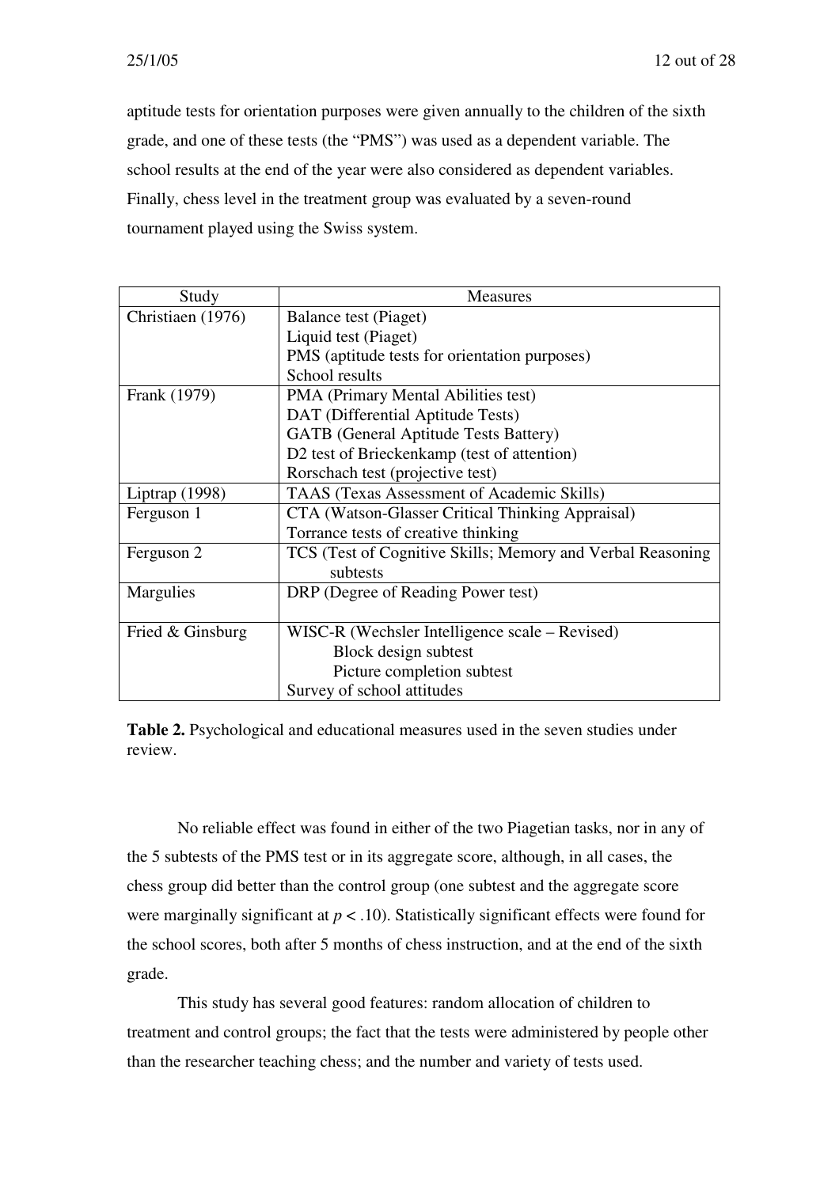aptitude tests for orientation purposes were given annually to the children of the sixth grade, and one of these tests (the "PMS") was used as a dependent variable. The school results at the end of the year were also considered as dependent variables. Finally, chess level in the treatment group was evaluated by a seven-round tournament played using the Swiss system.

| Study | Measures |
|---|---|
| Christiaen (1976) | Balance test (Piaget)<br>Liquid test (Piaget)<br>PMS (aptitude tests for orientation purposes)<br>School results |
| Frank (1979) | PMA (Primary Mental Abilities test)<br>DAT (Differential Aptitude Tests)<br>GATB (General Aptitude Tests Battery)<br>D2 test of Brieckenkamp (test of attention)<br>Rorschach test (projective test) |
| Liptrap (1998) | TAAS (Texas Assessment of Academic Skills) |
| Ferguson 1 | CTA (Watson-Glasser Critical Thinking Appraisal)<br>Torrance tests of creative thinking |
| Ferguson 2 | TCS (Test of Cognitive Skills; Memory and Verbal Reasoning subtests |
| Margulies | DRP (Degree of Reading Power test) |
| Fried & Ginsburg | WISC-R (Wechsler Intelligence scale – Revised)<br>Block design subtest<br>Picture completion subtest<br>Survey of school attitudes |

**Table 2.** Psychological and educational measures used in the seven studies under review.

No reliable effect was found in either of the two Piagetian tasks, nor in any of the 5 subtests of the PMS test or in its aggregate score, although, in all cases, the chess group did better than the control group (one subtest and the aggregate score were marginally significant at $p < .10$). Statistically significant effects were found for the school scores, both after 5 months of chess instruction, and at the end of the sixth grade.

This study has several good features: random allocation of children to treatment and control groups; the fact that the tests were administered by people other than the researcher teaching chess; and the number and variety of tests used.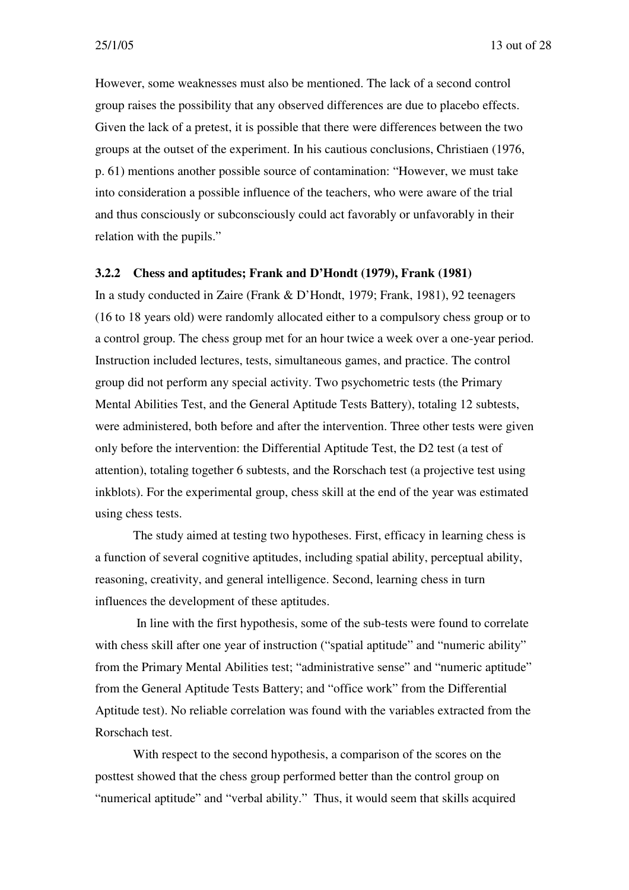However, some weaknesses must also be mentioned. The lack of a second control group raises the possibility that any observed differences are due to placebo effects. Given the lack of a pretest, it is possible that there were differences between the two groups at the outset of the experiment. In his cautious conclusions, Christiaen (1976, p. 61) mentions another possible source of contamination: "However, we must take into consideration a possible influence of the teachers, who were aware of the trial and thus consciously or subconsciously could act favorably or unfavorably in their relation with the pupils."

### 3.2.2 Chess and aptitudes; Frank and D'Hondt (1979), Frank (1981)

In a study conducted in Zaire (Frank & D'Hondt, 1979; Frank, 1981), 92 teenagers (16 to 18 years old) were randomly allocated either to a compulsory chess group or to a control group. The chess group met for an hour twice a week over a one-year period. Instruction included lectures, tests, simultaneous games, and practice. The control group did not perform any special activity. Two psychometric tests (the Primary Mental Abilities Test, and the General Aptitude Tests Battery), totaling 12 subtests, were administered, both before and after the intervention. Three other tests were given only before the intervention: the Differential Aptitude Test, the D2 test (a test of attention), totaling together 6 subtests, and the Rorschach test (a projective test using inkblots). For the experimental group, chess skill at the end of the year was estimated using chess tests.

The study aimed at testing two hypotheses. First, efficacy in learning chess is a function of several cognitive aptitudes, including spatial ability, perceptual ability, reasoning, creativity, and general intelligence. Second, learning chess in turn influences the development of these aptitudes.

In line with the first hypothesis, some of the sub-tests were found to correlate with chess skill after one year of instruction ("spatial aptitude" and "numeric ability" from the Primary Mental Abilities test; "administrative sense" and "numeric aptitude" from the General Aptitude Tests Battery; and "office work" from the Differential Aptitude test). No reliable correlation was found with the variables extracted from the Rorschach test.

With respect to the second hypothesis, a comparison of the scores on the posttest showed that the chess group performed better than the control group on "numerical aptitude" and "verbal ability." Thus, it would seem that skills acquired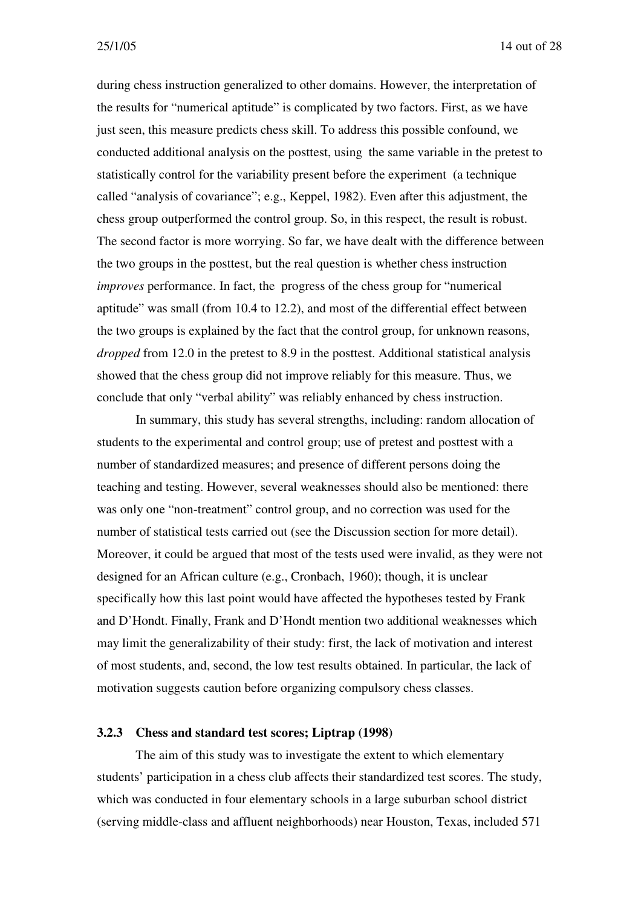during chess instruction generalized to other domains. However, the interpretation of the results for "numerical aptitude" is complicated by two factors. First, as we have just seen, this measure predicts chess skill. To address this possible confound, we conducted additional analysis on the posttest, using the same variable in the pretest to statistically control for the variability present before the experiment (a technique called "analysis of covariance"; e.g., Keppel, 1982). Even after this adjustment, the chess group outperformed the control group. So, in this respect, the result is robust. The second factor is more worrying. So far, we have dealt with the difference between the two groups in the posttest, but the real question is whether chess instruction *improves* performance. In fact, the progress of the chess group for "numerical aptitude" was small (from 10.4 to 12.2), and most of the differential effect between the two groups is explained by the fact that the control group, for unknown reasons, *dropped* from 12.0 in the pretest to 8.9 in the posttest. Additional statistical analysis showed that the chess group did not improve reliably for this measure. Thus, we conclude that only "verbal ability" was reliably enhanced by chess instruction.

In summary, this study has several strengths, including: random allocation of students to the experimental and control group; use of pretest and posttest with a number of standardized measures; and presence of different persons doing the teaching and testing. However, several weaknesses should also be mentioned: there was only one "non-treatment" control group, and no correction was used for the number of statistical tests carried out (see the Discussion section for more detail). Moreover, it could be argued that most of the tests used were invalid, as they were not designed for an African culture (e.g., Cronbach, 1960); though, it is unclear specifically how this last point would have affected the hypotheses tested by Frank and D'Hondt. Finally, Frank and D'Hondt mention two additional weaknesses which may limit the generalizability of their study: first, the lack of motivation and interest of most students, and, second, the low test results obtained. In particular, the lack of motivation suggests caution before organizing compulsory chess classes.

#### 3.2.3 Chess and standard test scores; Liptrap (1998)

The aim of this study was to investigate the extent to which elementary students' participation in a chess club affects their standardized test scores. The study, which was conducted in four elementary schools in a large suburban school district (serving middle-class and affluent neighborhoods) near Houston, Texas, included 571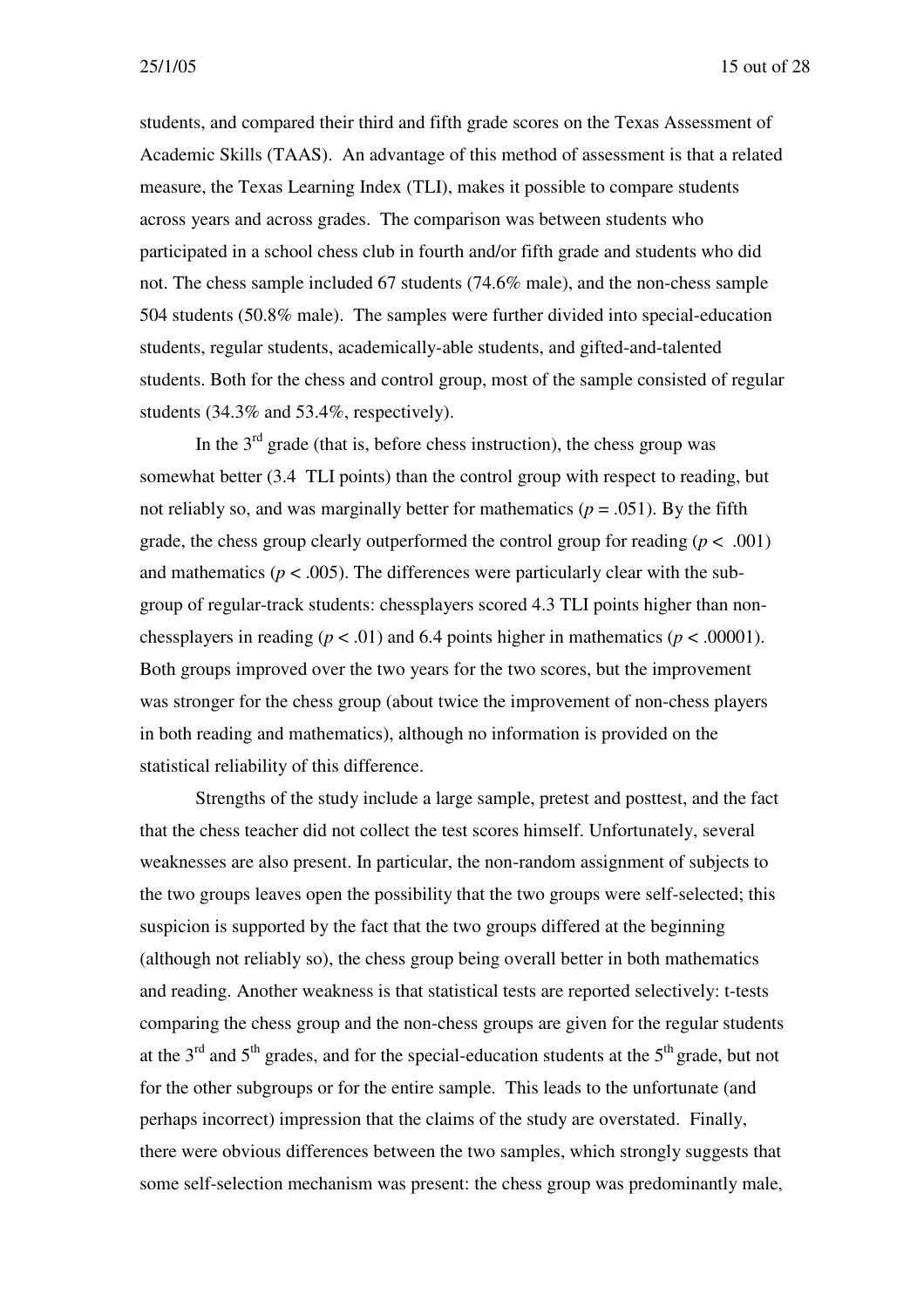students, and compared their third and fifth grade scores on the Texas Assessment of Academic Skills (TAAS). An advantage of this method of assessment is that a related measure, the Texas Learning Index (TLI), makes it possible to compare students across years and across grades. The comparison was between students who participated in a school chess club in fourth and/or fifth grade and students who did not. The chess sample included 67 students (74.6% male), and the non-chess sample 504 students (50.8% male). The samples were further divided into special-education students, regular students, academically-able students, and gifted-and-talented students. Both for the chess and control group, most of the sample consisted of regular students (34.3% and 53.4%, respectively).

In the 3rd grade (that is, before chess instruction), the chess group was somewhat better (3.4 TLI points) than the control group with respect to reading, but not reliably so, and was marginally better for mathematics ($p = .051$). By the fifth grade, the chess group clearly outperformed the control group for reading ($p < .001$) and mathematics ($p < .005$). The differences were particularly clear with the sub-group of regular-track students: chessplayers scored 4.3 TLI points higher than non-chessplayers in reading ($p < .01$) and 6.4 points higher in mathematics ($p < .00001$). Both groups improved over the two years for the two scores, but the improvement was stronger for the chess group (about twice the improvement of non-chess players in both reading and mathematics), although no information is provided on the statistical reliability of this difference.

Strengths of the study include a large sample, pretest and posttest, and the fact that the chess teacher did not collect the test scores himself. Unfortunately, several weaknesses are also present. In particular, the non-random assignment of subjects to the two groups leaves open the possibility that the two groups were self-selected; this suspicion is supported by the fact that the two groups differed at the beginning (although not reliably so), the chess group being overall better in both mathematics and reading. Another weakness is that statistical tests are reported selectively: t-tests comparing the chess group and the non-chess groups are given for the regular students at the 3rd and 5th grades, and for the special-education students at the 5th grade, but not for the other subgroups or for the entire sample. This leads to the unfortunate (and perhaps incorrect) impression that the claims of the study are overstated. Finally, there were obvious differences between the two samples, which strongly suggests that some self-selection mechanism was present: the chess group was predominantly male,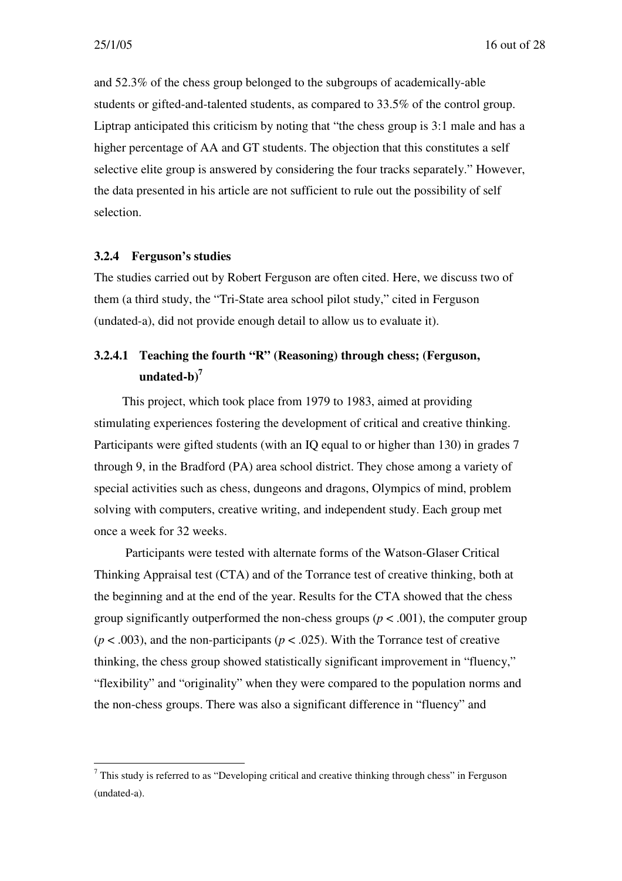and 52.3% of the chess group belonged to the subgroups of academically-able students or gifted-and-talented students, as compared to 33.5% of the control group. Liptrap anticipated this criticism by noting that "the chess group is 3:1 male and has a higher percentage of AA and GT students. The objection that this constitutes a self selective elite group is answered by considering the four tracks separately." However, the data presented in his article are not sufficient to rule out the possibility of self selection.

### 3.2.4 Ferguson's studies

The studies carried out by Robert Ferguson are often cited. Here, we discuss two of them (a third study, the "Tri-State area school pilot study," cited in Ferguson (undated-a), did not provide enough detail to allow us to evaluate it).

#### 3.2.4.1 Teaching the fourth "R" (Reasoning) through chess; (Ferguson, undated-b)[7]

This project, which took place from 1979 to 1983, aimed at providing stimulating experiences fostering the development of critical and creative thinking. Participants were gifted students (with an IQ equal to or higher than 130) in grades 7 through 9, in the Bradford (PA) area school district. They chose among a variety of special activities such as chess, dungeons and dragons, Olympics of mind, problem solving with computers, creative writing, and independent study. Each group met once a week for 32 weeks.

Participants were tested with alternate forms of the Watson-Glaser Critical Thinking Appraisal test (CTA) and of the Torrance test of creative thinking, both at the beginning and at the end of the year. Results for the CTA showed that the chess group significantly outperformed the non-chess groups ($p < .001$), the computer group ($p < .003$), and the non-participants ($p < .025$). With the Torrance test of creative thinking, the chess group showed statistically significant improvement in "fluency," "flexibility" and "originality" when they were compared to the population norms and the non-chess groups. There was also a significant difference in "fluency" and

---

[7] This study is referred to as "Developing critical and creative thinking through chess" in Ferguson (undated-a).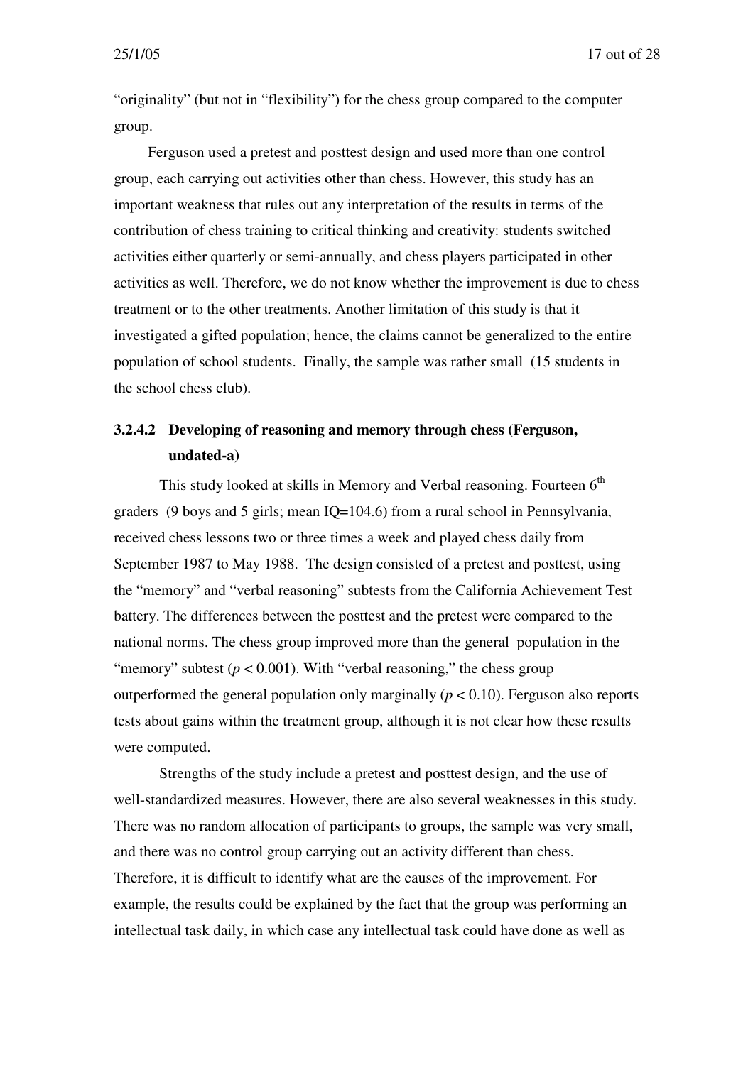"originality" (but not in "flexibility") for the chess group compared to the computer group.

Ferguson used a pretest and posttest design and used more than one control group, each carrying out activities other than chess. However, this study has an important weakness that rules out any interpretation of the results in terms of the contribution of chess training to critical thinking and creativity: students switched activities either quarterly or semi-annually, and chess players participated in other activities as well. Therefore, we do not know whether the improvement is due to chess treatment or to the other treatments. Another limitation of this study is that it investigated a gifted population; hence, the claims cannot be generalized to the entire population of school students. Finally, the sample was rather small (15 students in the school chess club).

#### 3.2.4.2 Developing of reasoning and memory through chess (Ferguson, undated-a)

This study looked at skills in Memory and Verbal reasoning. Fourteen 6th graders (9 boys and 5 girls; mean IQ=104.6) from a rural school in Pennsylvania, received chess lessons two or three times a week and played chess daily from September 1987 to May 1988. The design consisted of a pretest and posttest, using the "memory" and "verbal reasoning" subtests from the California Achievement Test battery. The differences between the posttest and the pretest were compared to the national norms. The chess group improved more than the general population in the "memory" subtest ($p < 0.001$). With "verbal reasoning," the chess group outperformed the general population only marginally ($p < 0.10$). Ferguson also reports tests about gains within the treatment group, although it is not clear how these results were computed.

Strengths of the study include a pretest and posttest design, and the use of well-standardized measures. However, there are also several weaknesses in this study. There was no random allocation of participants to groups, the sample was very small, and there was no control group carrying out an activity different than chess. Therefore, it is difficult to identify what are the causes of the improvement. For example, the results could be explained by the fact that the group was performing an intellectual task daily, in which case any intellectual task could have done as well as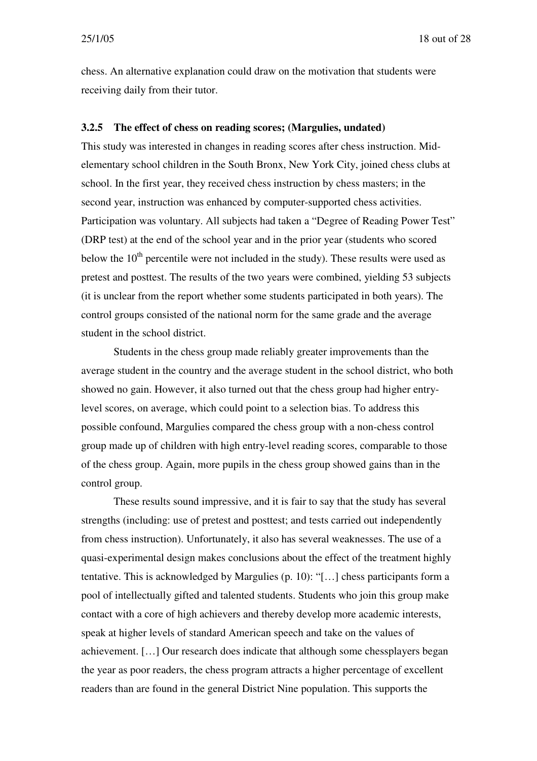chess. An alternative explanation could draw on the motivation that students were receiving daily from their tutor.

### 3.2.5 The effect of chess on reading scores; (Margulies, undated)

This study was interested in changes in reading scores after chess instruction. Mid-elementary school children in the South Bronx, New York City, joined chess clubs at school. In the first year, they received chess instruction by chess masters; in the second year, instruction was enhanced by computer-supported chess activities. Participation was voluntary. All subjects had taken a "Degree of Reading Power Test" (DRP test) at the end of the school year and in the prior year (students who scored below the 10th percentile were not included in the study). These results were used as pretest and posttest. The results of the two years were combined, yielding 53 subjects (it is unclear from the report whether some students participated in both years). The control groups consisted of the national norm for the same grade and the average student in the school district.

Students in the chess group made reliably greater improvements than the average student in the country and the average student in the school district, who both showed no gain. However, it also turned out that the chess group had higher entry-level scores, on average, which could point to a selection bias. To address this possible confound, Margulies compared the chess group with a non-chess control group made up of children with high entry-level reading scores, comparable to those of the chess group. Again, more pupils in the chess group showed gains than in the control group.

These results sound impressive, and it is fair to say that the study has several strengths (including: use of pretest and posttest; and tests carried out independently from chess instruction). Unfortunately, it also has several weaknesses. The use of a quasi-experimental design makes conclusions about the effect of the treatment highly tentative. This is acknowledged by Margulies (p. 10): "[…] chess participants form a pool of intellectually gifted and talented students. Students who join this group make contact with a core of high achievers and thereby develop more academic interests, speak at higher levels of standard American speech and take on the values of achievement. […] Our research does indicate that although some chessplayers began the year as poor readers, the chess program attracts a higher percentage of excellent readers than are found in the general District Nine population. This supports the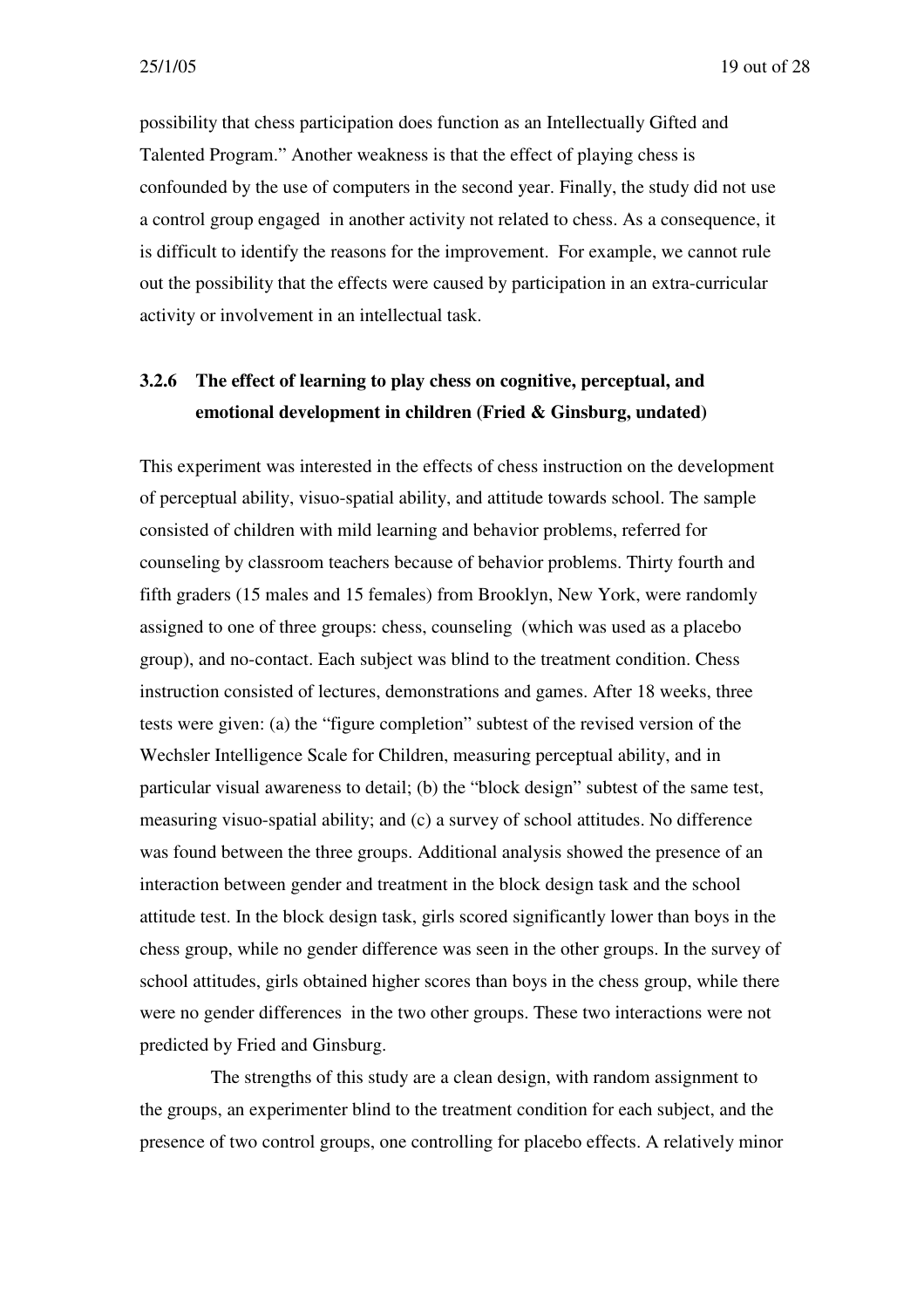possibility that chess participation does function as an Intellectually Gifted and Talented Program." Another weakness is that the effect of playing chess is confounded by the use of computers in the second year. Finally, the study did not use a control group engaged in another activity not related to chess. As a consequence, it is difficult to identify the reasons for the improvement. For example, we cannot rule out the possibility that the effects were caused by participation in an extra-curricular activity or involvement in an intellectual task.

### 3.2.6 The effect of learning to play chess on cognitive, perceptual, and emotional development in children (Fried & Ginsburg, undated)

This experiment was interested in the effects of chess instruction on the development of perceptual ability, visuo-spatial ability, and attitude towards school. The sample consisted of children with mild learning and behavior problems, referred for counseling by classroom teachers because of behavior problems. Thirty fourth and fifth graders (15 males and 15 females) from Brooklyn, New York, were randomly assigned to one of three groups: chess, counseling (which was used as a placebo group), and no-contact. Each subject was blind to the treatment condition. Chess instruction consisted of lectures, demonstrations and games. After 18 weeks, three tests were given: (a) the "figure completion" subtest of the revised version of the Wechsler Intelligence Scale for Children, measuring perceptual ability, and in particular visual awareness to detail; (b) the "block design" subtest of the same test, measuring visuo-spatial ability; and (c) a survey of school attitudes. No difference was found between the three groups. Additional analysis showed the presence of an interaction between gender and treatment in the block design task and the school attitude test. In the block design task, girls scored significantly lower than boys in the chess group, while no gender difference was seen in the other groups. In the survey of school attitudes, girls obtained higher scores than boys in the chess group, while there were no gender differences in the two other groups. These two interactions were not predicted by Fried and Ginsburg.

The strengths of this study are a clean design, with random assignment to the groups, an experimenter blind to the treatment condition for each subject, and the presence of two control groups, one controlling for placebo effects. A relatively minor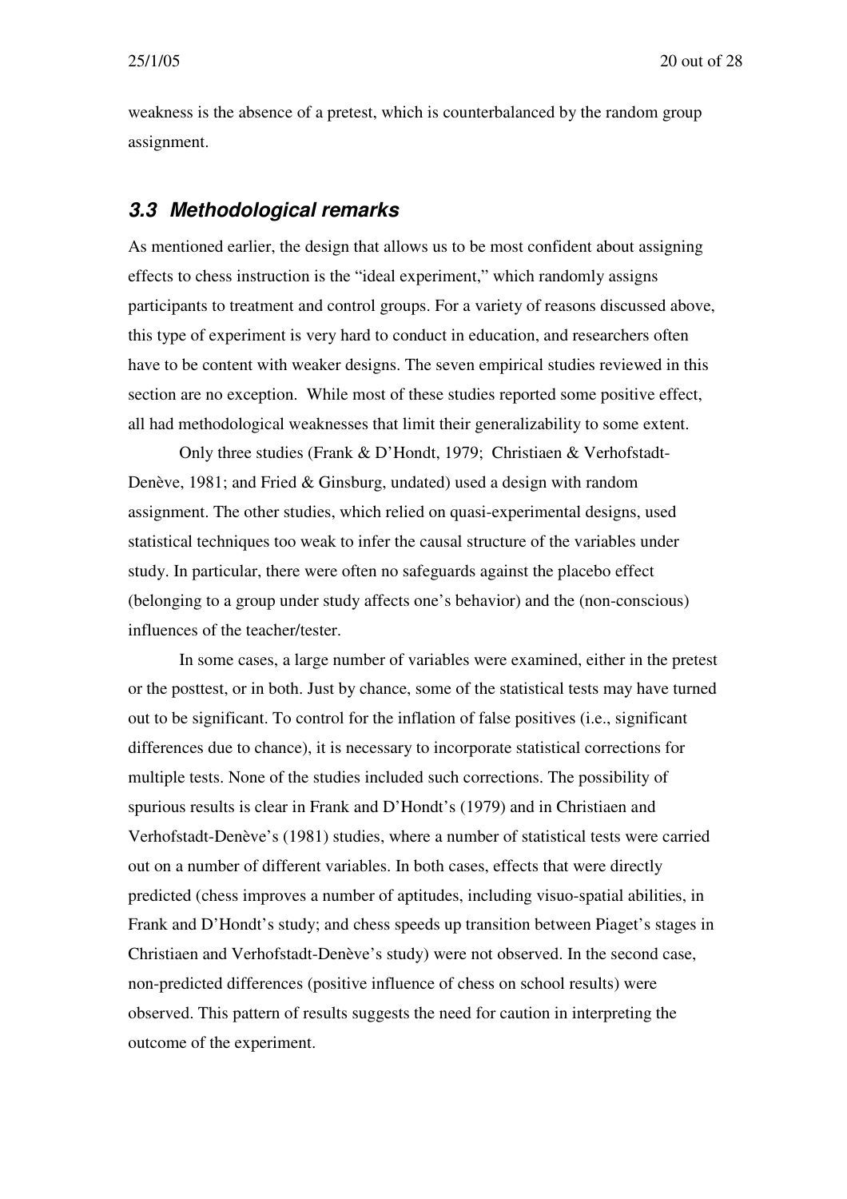weakness is the absence of a pretest, which is counterbalanced by the random group assignment.

### *3.3 Methodological remarks*

As mentioned earlier, the design that allows us to be most confident about assigning effects to chess instruction is the "ideal experiment," which randomly assigns participants to treatment and control groups. For a variety of reasons discussed above, this type of experiment is very hard to conduct in education, and researchers often have to be content with weaker designs. The seven empirical studies reviewed in this section are no exception. While most of these studies reported some positive effect, all had methodological weaknesses that limit their generalizability to some extent.

Only three studies (Frank & D'Hondt, 1979; Christiaen & Verhofstadt-Denève, 1981; and Fried & Ginsburg, undated) used a design with random assignment. The other studies, which relied on quasi-experimental designs, used statistical techniques too weak to infer the causal structure of the variables under study. In particular, there were often no safeguards against the placebo effect (belonging to a group under study affects one's behavior) and the (non-conscious) influences of the teacher/tester.

In some cases, a large number of variables were examined, either in the pretest or the posttest, or in both. Just by chance, some of the statistical tests may have turned out to be significant. To control for the inflation of false positives (i.e., significant differences due to chance), it is necessary to incorporate statistical corrections for multiple tests. None of the studies included such corrections. The possibility of spurious results is clear in Frank and D'Hondt's (1979) and in Christiaen and Verhofstadt-Denève's (1981) studies, where a number of statistical tests were carried out on a number of different variables. In both cases, effects that were directly predicted (chess improves a number of aptitudes, including visuo-spatial abilities, in Frank and D'Hondt's study; and chess speeds up transition between Piaget's stages in Christiaen and Verhofstadt-Denève's study) were not observed. In the second case, non-predicted differences (positive influence of chess on school results) were observed. This pattern of results suggests the need for caution in interpreting the outcome of the experiment.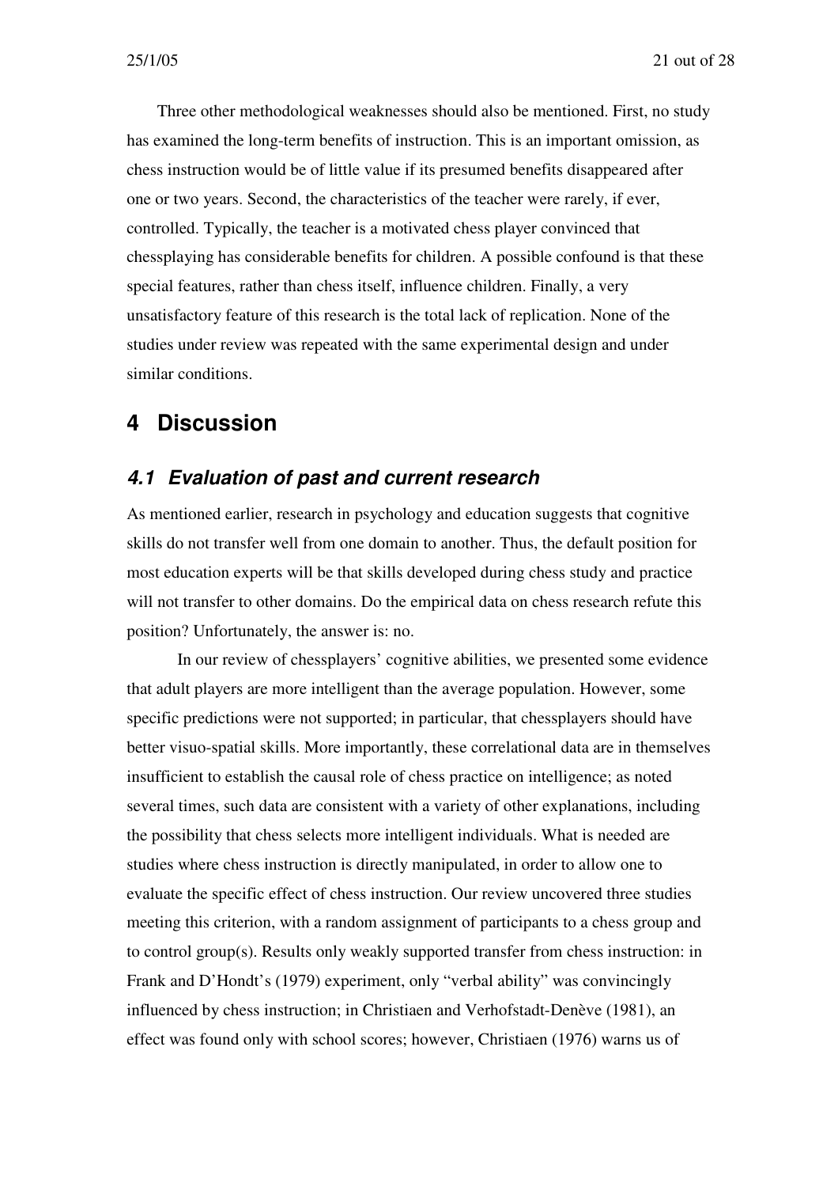Three other methodological weaknesses should also be mentioned. First, no study has examined the long-term benefits of instruction. This is an important omission, as chess instruction would be of little value if its presumed benefits disappeared after one or two years. Second, the characteristics of the teacher were rarely, if ever, controlled. Typically, the teacher is a motivated chess player convinced that chessplaying has considerable benefits for children. A possible confound is that these special features, rather than chess itself, influence children. Finally, a very unsatisfactory feature of this research is the total lack of replication. None of the studies under review was repeated with the same experimental design and under similar conditions.

# 4 Discussion

## *4.1 Evaluation of past and current research*

As mentioned earlier, research in psychology and education suggests that cognitive skills do not transfer well from one domain to another. Thus, the default position for most education experts will be that skills developed during chess study and practice will not transfer to other domains. Do the empirical data on chess research refute this position? Unfortunately, the answer is: no.

In our review of chessplayers' cognitive abilities, we presented some evidence that adult players are more intelligent than the average population. However, some specific predictions were not supported; in particular, that chessplayers should have better visuo-spatial skills. More importantly, these correlational data are in themselves insufficient to establish the causal role of chess practice on intelligence; as noted several times, such data are consistent with a variety of other explanations, including the possibility that chess selects more intelligent individuals. What is needed are studies where chess instruction is directly manipulated, in order to allow one to evaluate the specific effect of chess instruction. Our review uncovered three studies meeting this criterion, with a random assignment of participants to a chess group and to control group(s). Results only weakly supported transfer from chess instruction: in Frank and D'Hondt's (1979) experiment, only "verbal ability" was convincingly influenced by chess instruction; in Christiaen and Verhofstadt-Denève (1981), an effect was found only with school scores; however, Christiaen (1976) warns us of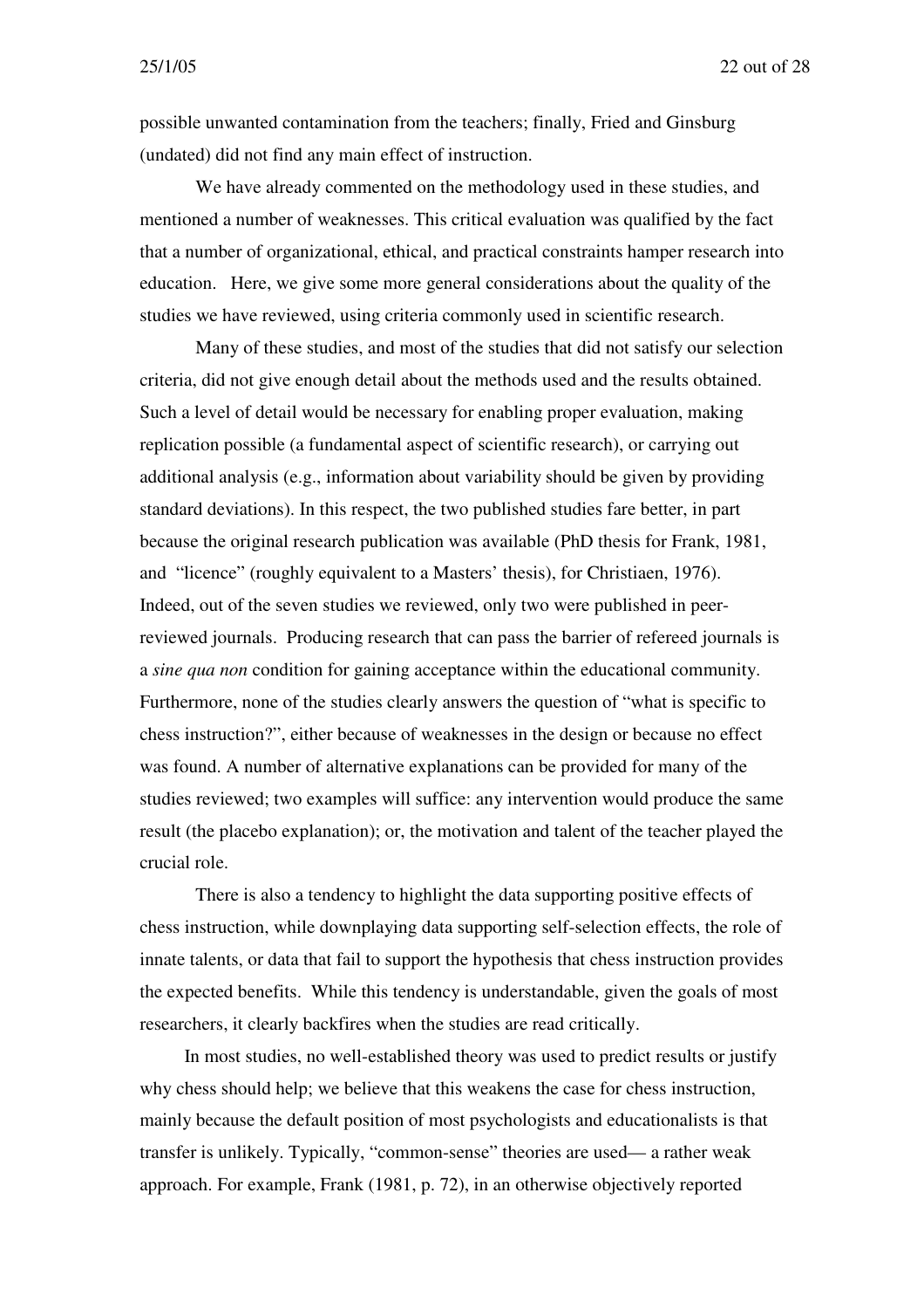possible unwanted contamination from the teachers; finally, Fried and Ginsburg (undated) did not find any main effect of instruction.

We have already commented on the methodology used in these studies, and mentioned a number of weaknesses. This critical evaluation was qualified by the fact that a number of organizational, ethical, and practical constraints hamper research into education. Here, we give some more general considerations about the quality of the studies we have reviewed, using criteria commonly used in scientific research.

Many of these studies, and most of the studies that did not satisfy our selection criteria, did not give enough detail about the methods used and the results obtained. Such a level of detail would be necessary for enabling proper evaluation, making replication possible (a fundamental aspect of scientific research), or carrying out additional analysis (e.g., information about variability should be given by providing standard deviations). In this respect, the two published studies fare better, in part because the original research publication was available (PhD thesis for Frank, 1981, and "licence" (roughly equivalent to a Masters' thesis), for Christiaen, 1976). Indeed, out of the seven studies we reviewed, only two were published in peer-reviewed journals. Producing research that can pass the barrier of refereed journals is a *sine qua non* condition for gaining acceptance within the educational community. Furthermore, none of the studies clearly answers the question of "what is specific to chess instruction?", either because of weaknesses in the design or because no effect was found. A number of alternative explanations can be provided for many of the studies reviewed; two examples will suffice: any intervention would produce the same result (the placebo explanation); or, the motivation and talent of the teacher played the crucial role.

There is also a tendency to highlight the data supporting positive effects of chess instruction, while downplaying data supporting self-selection effects, the role of innate talents, or data that fail to support the hypothesis that chess instruction provides the expected benefits. While this tendency is understandable, given the goals of most researchers, it clearly backfires when the studies are read critically.

In most studies, no well-established theory was used to predict results or justify why chess should help; we believe that this weakens the case for chess instruction, mainly because the default position of most psychologists and educationalists is that transfer is unlikely. Typically, "common-sense" theories are used— a rather weak approach. For example, Frank (1981, p. 72), in an otherwise objectively reported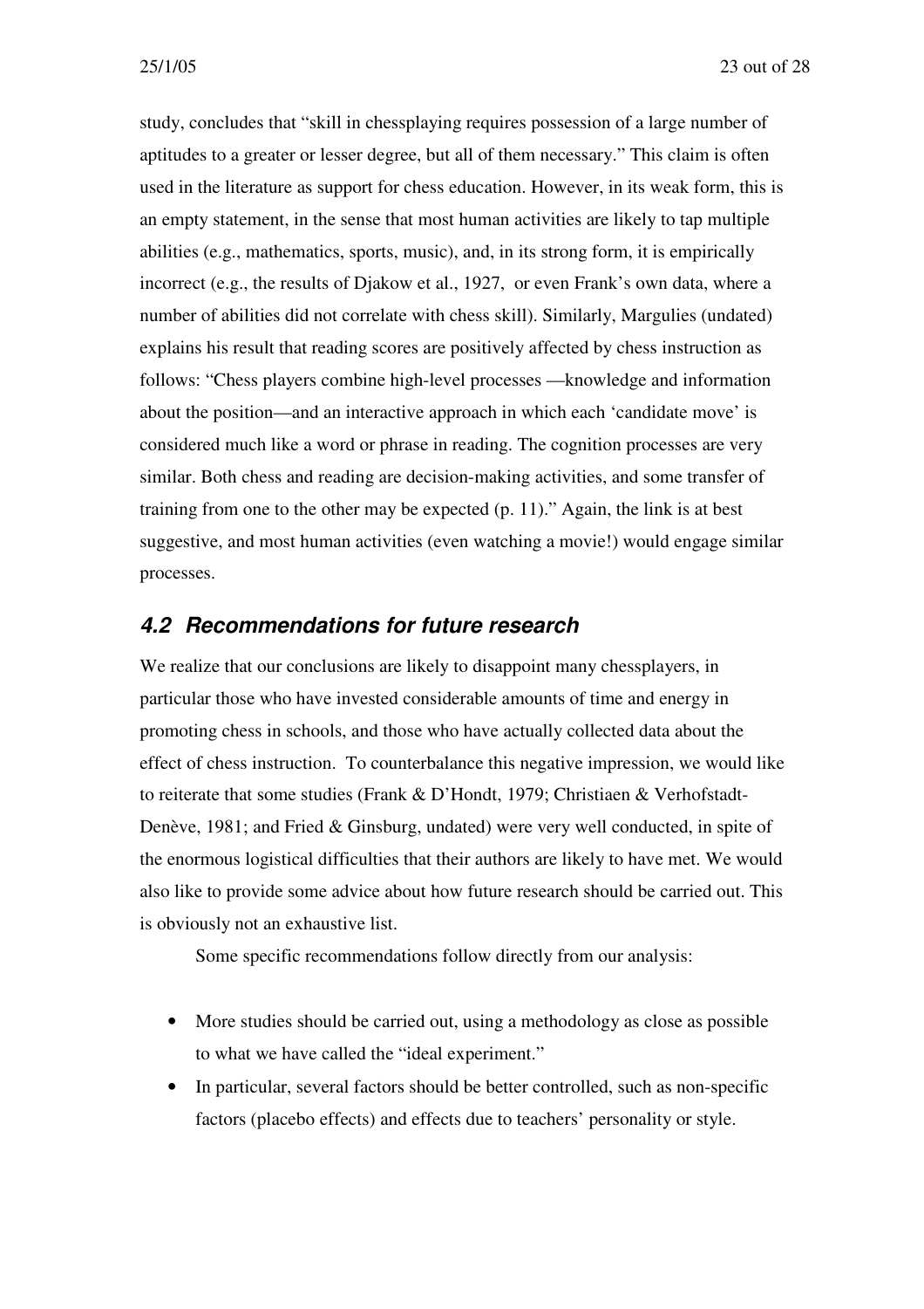study, concludes that "skill in chessplaying requires possession of a large number of aptitudes to a greater or lesser degree, but all of them necessary." This claim is often used in the literature as support for chess education. However, in its weak form, this is an empty statement, in the sense that most human activities are likely to tap multiple abilities (e.g., mathematics, sports, music), and, in its strong form, it is empirically incorrect (e.g., the results of Djakow et al., 1927, or even Frank's own data, where a number of abilities did not correlate with chess skill). Similarly, Margulies (undated) explains his result that reading scores are positively affected by chess instruction as follows: "Chess players combine high-level processes —knowledge and information about the position—and an interactive approach in which each 'candidate move' is considered much like a word or phrase in reading. The cognition processes are very similar. Both chess and reading are decision-making activities, and some transfer of training from one to the other may be expected (p. 11)." Again, the link is at best suggestive, and most human activities (even watching a movie!) would engage similar processes.

## *4.2 Recommendations for future research*

We realize that our conclusions are likely to disappoint many chessplayers, in particular those who have invested considerable amounts of time and energy in promoting chess in schools, and those who have actually collected data about the effect of chess instruction. To counterbalance this negative impression, we would like to reiterate that some studies (Frank & D'Hondt, 1979; Christiaen & Verhofstadt-Denève, 1981; and Fried & Ginsburg, undated) were very well conducted, in spite of the enormous logistical difficulties that their authors are likely to have met. We would also like to provide some advice about how future research should be carried out. This is obviously not an exhaustive list.

Some specific recommendations follow directly from our analysis:

- More studies should be carried out, using a methodology as close as possible to what we have called the "ideal experiment."
- In particular, several factors should be better controlled, such as non-specific factors (placebo effects) and effects due to teachers' personality or style.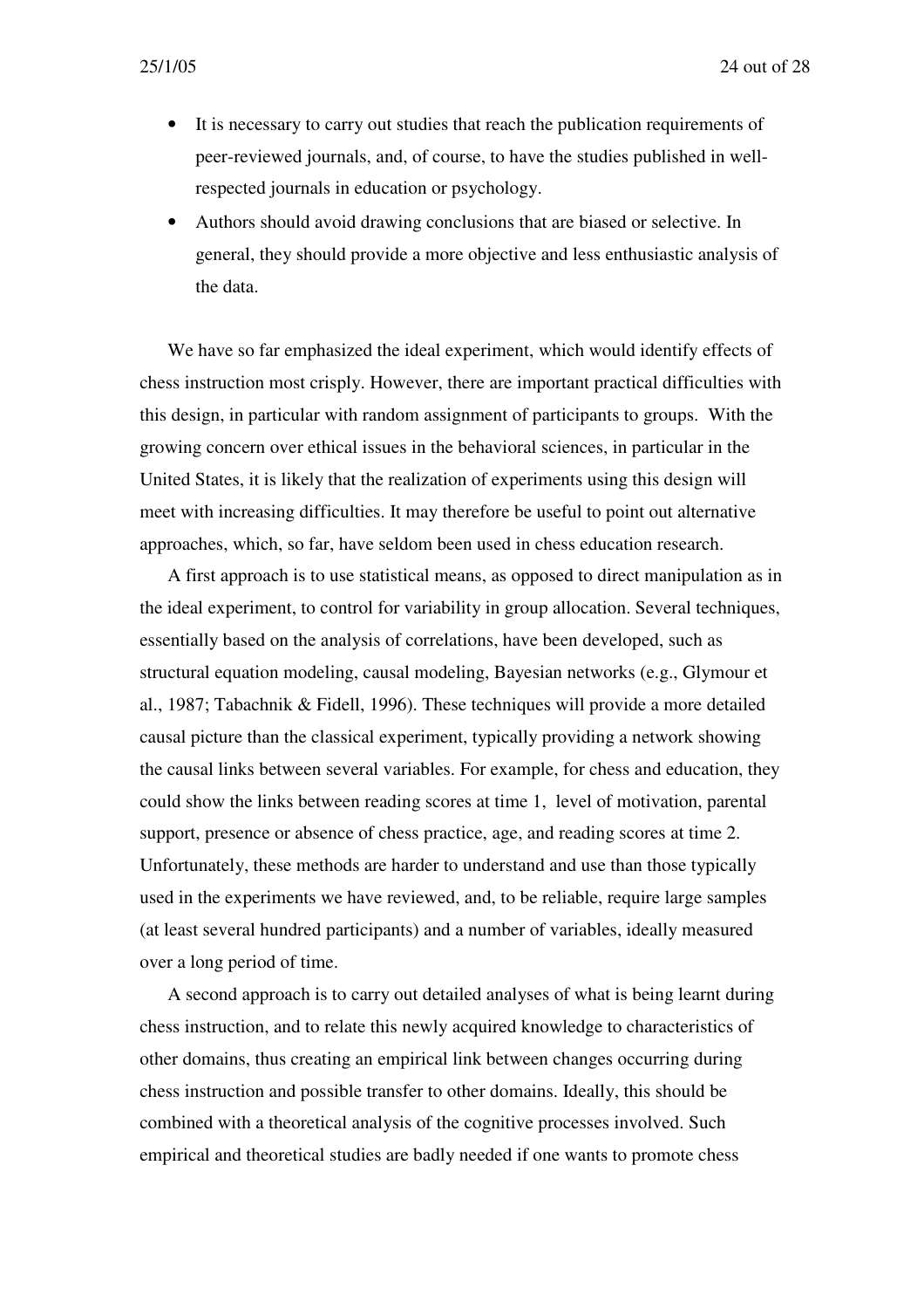- It is necessary to carry out studies that reach the publication requirements of peer-reviewed journals, and, of course, to have the studies published in well-respected journals in education or psychology.
- Authors should avoid drawing conclusions that are biased or selective. In general, they should provide a more objective and less enthusiastic analysis of the data.

We have so far emphasized the ideal experiment, which would identify effects of chess instruction most crisply. However, there are important practical difficulties with this design, in particular with random assignment of participants to groups. With the growing concern over ethical issues in the behavioral sciences, in particular in the United States, it is likely that the realization of experiments using this design will meet with increasing difficulties. It may therefore be useful to point out alternative approaches, which, so far, have seldom been used in chess education research.

A first approach is to use statistical means, as opposed to direct manipulation as in the ideal experiment, to control for variability in group allocation. Several techniques, essentially based on the analysis of correlations, have been developed, such as structural equation modeling, causal modeling, Bayesian networks (e.g., Glymour et al., 1987; Tabachnik & Fidell, 1996). These techniques will provide a more detailed causal picture than the classical experiment, typically providing a network showing the causal links between several variables. For example, for chess and education, they could show the links between reading scores at time 1, level of motivation, parental support, presence or absence of chess practice, age, and reading scores at time 2. Unfortunately, these methods are harder to understand and use than those typically used in the experiments we have reviewed, and, to be reliable, require large samples (at least several hundred participants) and a number of variables, ideally measured over a long period of time.

A second approach is to carry out detailed analyses of what is being learnt during chess instruction, and to relate this newly acquired knowledge to characteristics of other domains, thus creating an empirical link between changes occurring during chess instruction and possible transfer to other domains. Ideally, this should be combined with a theoretical analysis of the cognitive processes involved. Such empirical and theoretical studies are badly needed if one wants to promote chess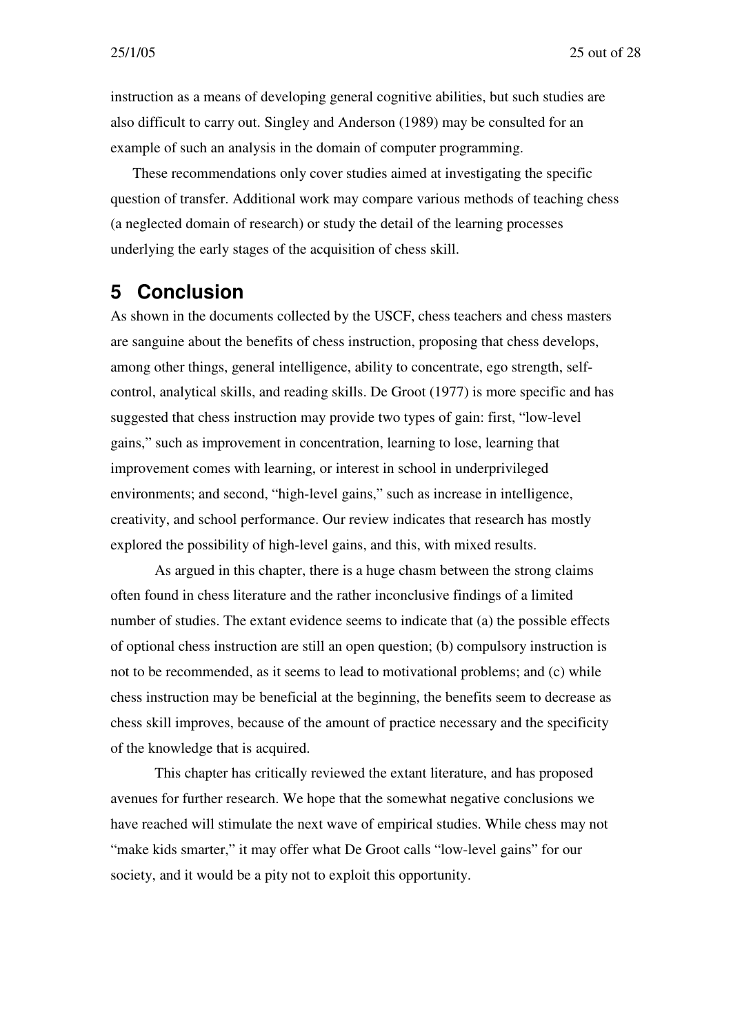instruction as a means of developing general cognitive abilities, but such studies are also difficult to carry out. Singley and Anderson (1989) may be consulted for an example of such an analysis in the domain of computer programming.

These recommendations only cover studies aimed at investigating the specific question of transfer. Additional work may compare various methods of teaching chess (a neglected domain of research) or study the detail of the learning processes underlying the early stages of the acquisition of chess skill.

## 5 Conclusion

As shown in the documents collected by the USCF, chess teachers and chess masters are sanguine about the benefits of chess instruction, proposing that chess develops, among other things, general intelligence, ability to concentrate, ego strength, self-control, analytical skills, and reading skills. De Groot (1977) is more specific and has suggested that chess instruction may provide two types of gain: first, "low-level gains," such as improvement in concentration, learning to lose, learning that improvement comes with learning, or interest in school in underprivileged environments; and second, "high-level gains," such as increase in intelligence, creativity, and school performance. Our review indicates that research has mostly explored the possibility of high-level gains, and this, with mixed results.

As argued in this chapter, there is a huge chasm between the strong claims often found in chess literature and the rather inconclusive findings of a limited number of studies. The extant evidence seems to indicate that (a) the possible effects of optional chess instruction are still an open question; (b) compulsory instruction is not to be recommended, as it seems to lead to motivational problems; and (c) while chess instruction may be beneficial at the beginning, the benefits seem to decrease as chess skill improves, because of the amount of practice necessary and the specificity of the knowledge that is acquired.

This chapter has critically reviewed the extant literature, and has proposed avenues for further research. We hope that the somewhat negative conclusions we have reached will stimulate the next wave of empirical studies. While chess may not "make kids smarter," it may offer what De Groot calls "low-level gains" for our society, and it would be a pity not to exploit this opportunity.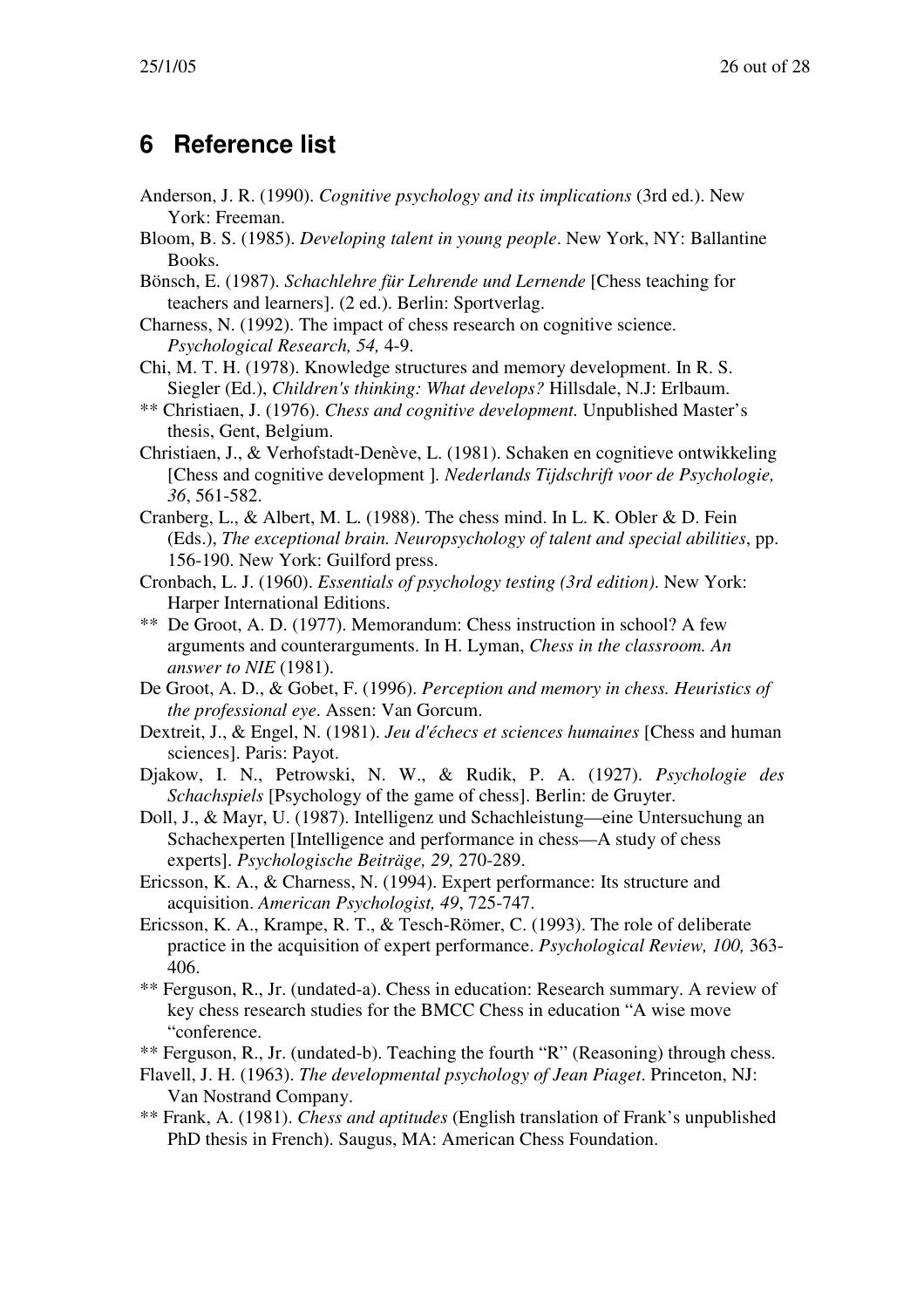# 6 Reference list

Anderson, J. R. (1990). *Cognitive psychology and its implications* (3rd ed.). New York: Freeman.

Bloom, B. S. (1985). *Developing talent in young people*. New York, NY: Ballantine Books.

Bönsch, E. (1987). *Schachlehre für Lehrende und Lernende* [Chess teaching for teachers and learners]. (2 ed.). Berlin: Sportverlag.

Charness, N. (1992). The impact of chess research on cognitive science. *Psychological Research, 54,* 4-9.

Chi, M. T. H. (1978). Knowledge structures and memory development. In R. S. Siegler (Ed.), *Children's thinking: What develops?* Hillsdale, N.J: Erlbaum.

** Christiaen, J. (1976). *Chess and cognitive development.* Unpublished Master's thesis, Gent, Belgium.

Christiaen, J., & Verhofstadt-Denève, L. (1981). Schaken en cognitieve ontwikkeling [Chess and cognitive development ]. *Nederlands Tijdschrift voor de Psychologie, 36*, 561-582.

Cranberg, L., & Albert, M. L. (1988). The chess mind. In L. K. Obler & D. Fein (Eds.), *The exceptional brain. Neuropsychology of talent and special abilities*, pp. 156-190. New York: Guilford press.

Cronbach, L. J. (1960). *Essentials of psychology testing (3rd edition).* New York: Harper International Editions.

** De Groot, A. D. (1977). Memorandum: Chess instruction in school? A few arguments and counterarguments. In H. Lyman, *Chess in the classroom. An answer to NIE* (1981).

De Groot, A. D., & Gobet, F. (1996). *Perception and memory in chess. Heuristics of the professional eye*. Assen: Van Gorcum.

Dextreit, J., & Engel, N. (1981). *Jeu d'échecs et sciences humaines* [Chess and human sciences]. Paris: Payot.

Djakow, I. N., Petrowski, N. W., & Rudik, P. A. (1927). *Psychologie des Schachspiels* [Psychology of the game of chess]. Berlin: de Gruyter.

Doll, J., & Mayr, U. (1987). Intelligenz und Schachleistung—eine Untersuchung an Schachexperten [Intelligence and performance in chess—A study of chess experts]. *Psychologische Beiträge, 29,* 270-289.

Ericsson, K. A., & Charness, N. (1994). Expert performance: Its structure and acquisition. *American Psychologist, 49*, 725-747.

Ericsson, K. A., Krampe, R. T., & Tesch-Römer, C. (1993). The role of deliberate practice in the acquisition of expert performance. *Psychological Review, 100,* 363-406.

** Ferguson, R., Jr. (undated-a). Chess in education: Research summary. A review of key chess research studies for the BMCC Chess in education "A wise move "conference.

** Ferguson, R., Jr. (undated-b). Teaching the fourth "R" (Reasoning) through chess.

Flavell, J. H. (1963). *The developmental psychology of Jean Piaget*. Princeton, NJ: Van Nostrand Company.

** Frank, A. (1981). *Chess and aptitudes* (English translation of Frank's unpublished PhD thesis in French). Saugus, MA: American Chess Foundation.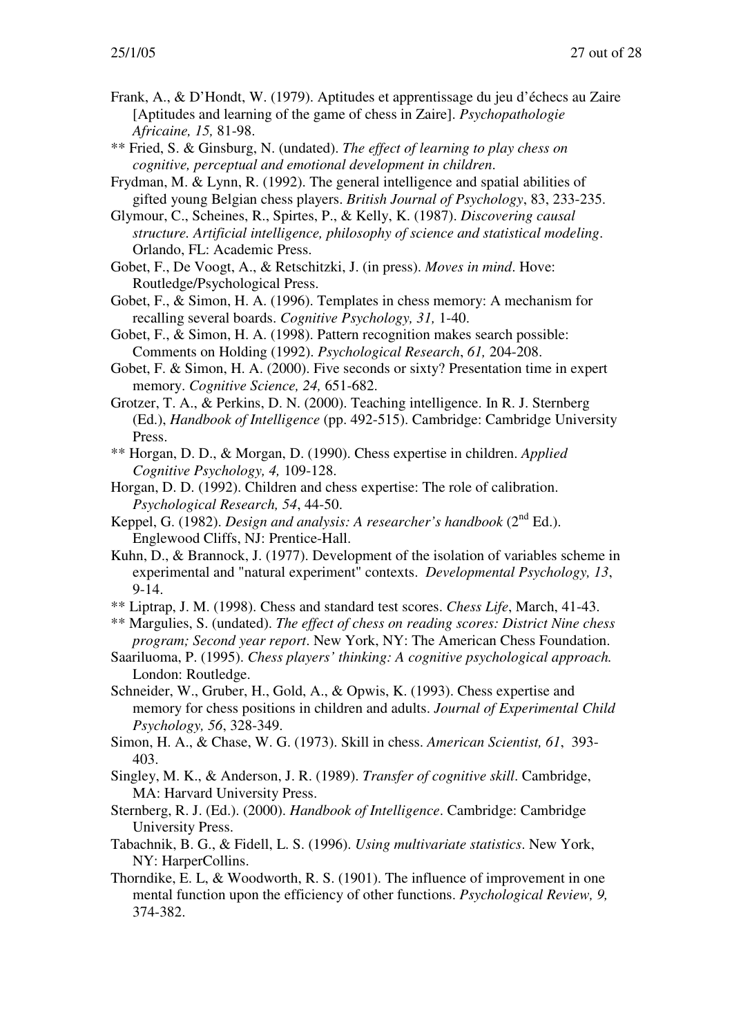Frank, A., & D'Hondt, W. (1979). Aptitudes et apprentissage du jeu d'échecs au Zaire [Aptitudes and learning of the game of chess in Zaire]. *Psychopathologie Africaine, 15,* 81-98.

** Fried, S. & Ginsburg, N. (undated). *The effect of learning to play chess on cognitive, perceptual and emotional development in children*.

Frydman, M. & Lynn, R. (1992). The general intelligence and spatial abilities of gifted young Belgian chess players. *British Journal of Psychology*, 83, 233-235.

Glymour, C., Scheines, R., Spirtes, P., & Kelly, K. (1987). *Discovering causal structure. Artificial intelligence, philosophy of science and statistical modeling*. Orlando, FL: Academic Press.

Gobet, F., De Voogt, A., & Retschitzki, J. (in press). *Moves in mind*. Hove: Routledge/Psychological Press.

Gobet, F., & Simon, H. A. (1996). Templates in chess memory: A mechanism for recalling several boards. *Cognitive Psychology, 31,* 1-40.

Gobet, F., & Simon, H. A. (1998). Pattern recognition makes search possible: Comments on Holding (1992). *Psychological Research*, *61,* 204-208.

Gobet, F. & Simon, H. A. (2000). Five seconds or sixty? Presentation time in expert memory. *Cognitive Science, 24,* 651-682.

Grotzer, T. A., & Perkins, D. N. (2000). Teaching intelligence. In R. J. Sternberg (Ed.), *Handbook of Intelligence* (pp. 492-515). Cambridge: Cambridge University Press.

** Horgan, D. D., & Morgan, D. (1990). Chess expertise in children. *Applied Cognitive Psychology, 4,* 109-128.

Horgan, D. D. (1992). Children and chess expertise: The role of calibration. *Psychological Research, 54*, 44-50.

Keppel, G. (1982). *Design and analysis: A researcher's handbook* (2nd Ed.). Englewood Cliffs, NJ: Prentice-Hall.

Kuhn, D., & Brannock, J. (1977). Development of the isolation of variables scheme in experimental and "natural experiment" contexts. *Developmental Psychology, 13*, 9-14.

** Liptrap, J. M. (1998). Chess and standard test scores. *Chess Life*, March, 41-43.

** Margulies, S. (undated). *The effect of chess on reading scores: District Nine chess program; Second year report*. New York, NY: The American Chess Foundation.

Saariluoma, P. (1995). *Chess players' thinking: A cognitive psychological approach.* London: Routledge.

Schneider, W., Gruber, H., Gold, A., & Opwis, K. (1993). Chess expertise and memory for chess positions in children and adults. *Journal of Experimental Child Psychology, 56*, 328-349.

Simon, H. A., & Chase, W. G. (1973). Skill in chess. *American Scientist, 61*, 393-403.

Singley, M. K., & Anderson, J. R. (1989). *Transfer of cognitive skill*. Cambridge, MA: Harvard University Press.

Sternberg, R. J. (Ed.). (2000). *Handbook of Intelligence*. Cambridge: Cambridge University Press.

Tabachnik, B. G., & Fidell, L. S. (1996). *Using multivariate statistics*. New York, NY: HarperCollins.

Thorndike, E. L, & Woodworth, R. S. (1901). The influence of improvement in one mental function upon the efficiency of other functions. *Psychological Review, 9,* 374-382.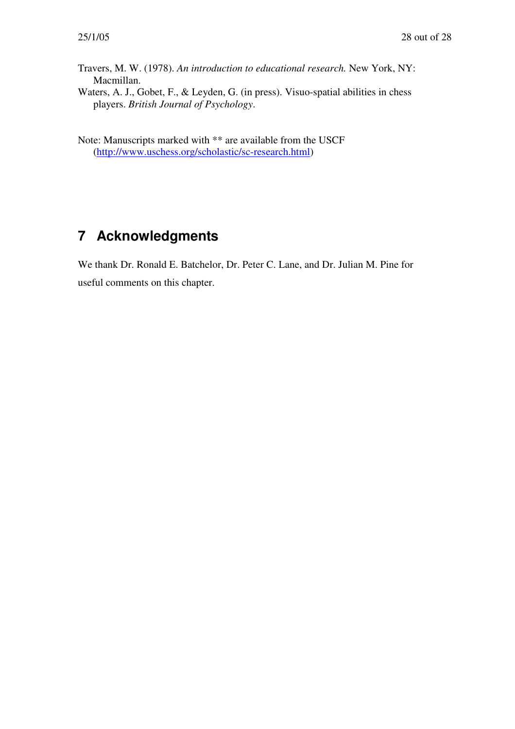Travers, M. W. (1978). *An introduction to educational research.* New York, NY: Macmillan.

Waters, A. J., Gobet, F., & Leyden, G. (in press). Visuo-spatial abilities in chess players. *British Journal of Psychology*.

Note: Manuscripts marked with ** are available from the USCF (http://www.uschess.org/scholastic/sc-research.html)

# 7 Acknowledgments

We thank Dr. Ronald E. Batchelor, Dr. Peter C. Lane, and Dr. Julian M. Pine for useful comments on this chapter.